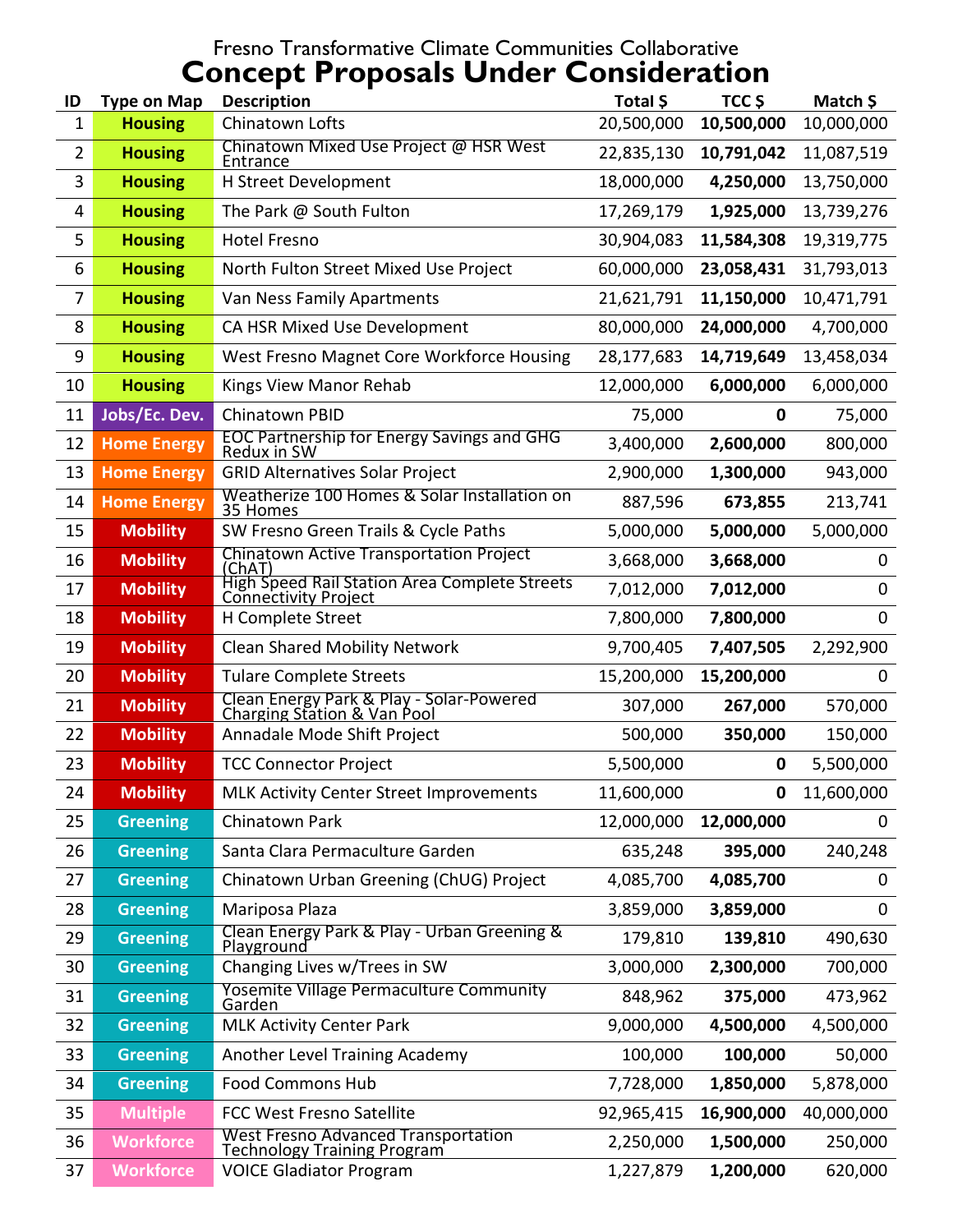Fresno Transformative Climate Communities Collaborative

# Concept Proposals Under Consideration

| ID | Type on Map | Description | Total $ | TCC $ | Match $ |
|---|---|---|---|---|---|
| 1 | Housing | Chinatown Lofts | 20,500,000 | **10,500,000** | 10,000,000 |
| 2 | Housing | Chinatown Mixed Use Project @ HSR West Entrance | 22,835,130 | **10,791,042** | 11,087,519 |
| 3 | Housing | H Street Development | 18,000,000 | **4,250,000** | 13,750,000 |
| 4 | Housing | The Park @ South Fulton | 17,269,179 | **1,925,000** | 13,739,276 |
| 5 | Housing | Hotel Fresno | 30,904,083 | **11,584,308** | 19,319,775 |
| 6 | Housing | North Fulton Street Mixed Use Project | 60,000,000 | **23,058,431** | 31,793,013 |
| 7 | Housing | Van Ness Family Apartments | 21,621,791 | **11,150,000** | 10,471,791 |
| 8 | Housing | CA HSR Mixed Use Development | 80,000,000 | **24,000,000** | 4,700,000 |
| 9 | Housing | West Fresno Magnet Core Workforce Housing | 28,177,683 | **14,719,649** | 13,458,034 |
| 10 | Housing | Kings View Manor Rehab | 12,000,000 | **6,000,000** | 6,000,000 |
| 11 | Jobs/Ec. Dev. | Chinatown PBID | 75,000 | **0** | 75,000 |
| 12 | Home Energy | EOC Partnership for Energy Savings and GHG Redux in SW | 3,400,000 | **2,600,000** | 800,000 |
| 13 | Home Energy | GRID Alternatives Solar Project | 2,900,000 | **1,300,000** | 943,000 |
| 14 | Home Energy | Weatherize 100 Homes & Solar Installation on 35 Homes | 887,596 | **673,855** | 213,741 |
| 15 | Mobility | SW Fresno Green Trails & Cycle Paths | 5,000,000 | **5,000,000** | 5,000,000 |
| 16 | Mobility | Chinatown Active Transportation Project (ChAT) | 3,668,000 | **3,668,000** | 0 |
| 17 | Mobility | High Speed Rail Station Area Complete Streets Connectivity Project | 7,012,000 | **7,012,000** | 0 |
| 18 | Mobility | H Complete Street | 7,800,000 | **7,800,000** | 0 |
| 19 | Mobility | Clean Shared Mobility Network | 9,700,405 | **7,407,505** | 2,292,900 |
| 20 | Mobility | Tulare Complete Streets | 15,200,000 | **15,200,000** | 0 |
| 21 | Mobility | Clean Energy Park & Play - Solar-Powered Charging Station & Van Pool | 307,000 | **267,000** | 570,000 |
| 22 | Mobility | Annadale Mode Shift Project | 500,000 | **350,000** | 150,000 |
| 23 | Mobility | TCC Connector Project | 5,500,000 | **0** | 5,500,000 |
| 24 | Mobility | MLK Activity Center Street Improvements | 11,600,000 | **0** | 11,600,000 |
| 25 | Greening | Chinatown Park | 12,000,000 | **12,000,000** | 0 |
| 26 | Greening | Santa Clara Permaculture Garden | 635,248 | **395,000** | 240,248 |
| 27 | Greening | Chinatown Urban Greening (ChUG) Project | 4,085,700 | **4,085,700** | 0 |
| 28 | Greening | Mariposa Plaza | 3,859,000 | **3,859,000** | 0 |
| 29 | Greening | Clean Energy Park & Play - Urban Greening & Playground | 179,810 | **139,810** | 490,630 |
| 30 | Greening | Changing Lives w/Trees in SW | 3,000,000 | **2,300,000** | 700,000 |
| 31 | Greening | Yosemite Village Permaculture Community Garden | 848,962 | **375,000** | 473,962 |
| 32 | Greening | MLK Activity Center Park | 9,000,000 | **4,500,000** | 4,500,000 |
| 33 | Greening | Another Level Training Academy | 100,000 | **100,000** | 50,000 |
| 34 | Greening | Food Commons Hub | 7,728,000 | **1,850,000** | 5,878,000 |
| 35 | Multiple | FCC West Fresno Satellite | 92,965,415 | **16,900,000** | 40,000,000 |
| 36 | Workforce | West Fresno Advanced Transportation Technology Training Program | 2,250,000 | **1,500,000** | 250,000 |
| 37 | Workforce | VOICE Gladiator Program | 1,227,879 | **1,200,000** | 620,000 |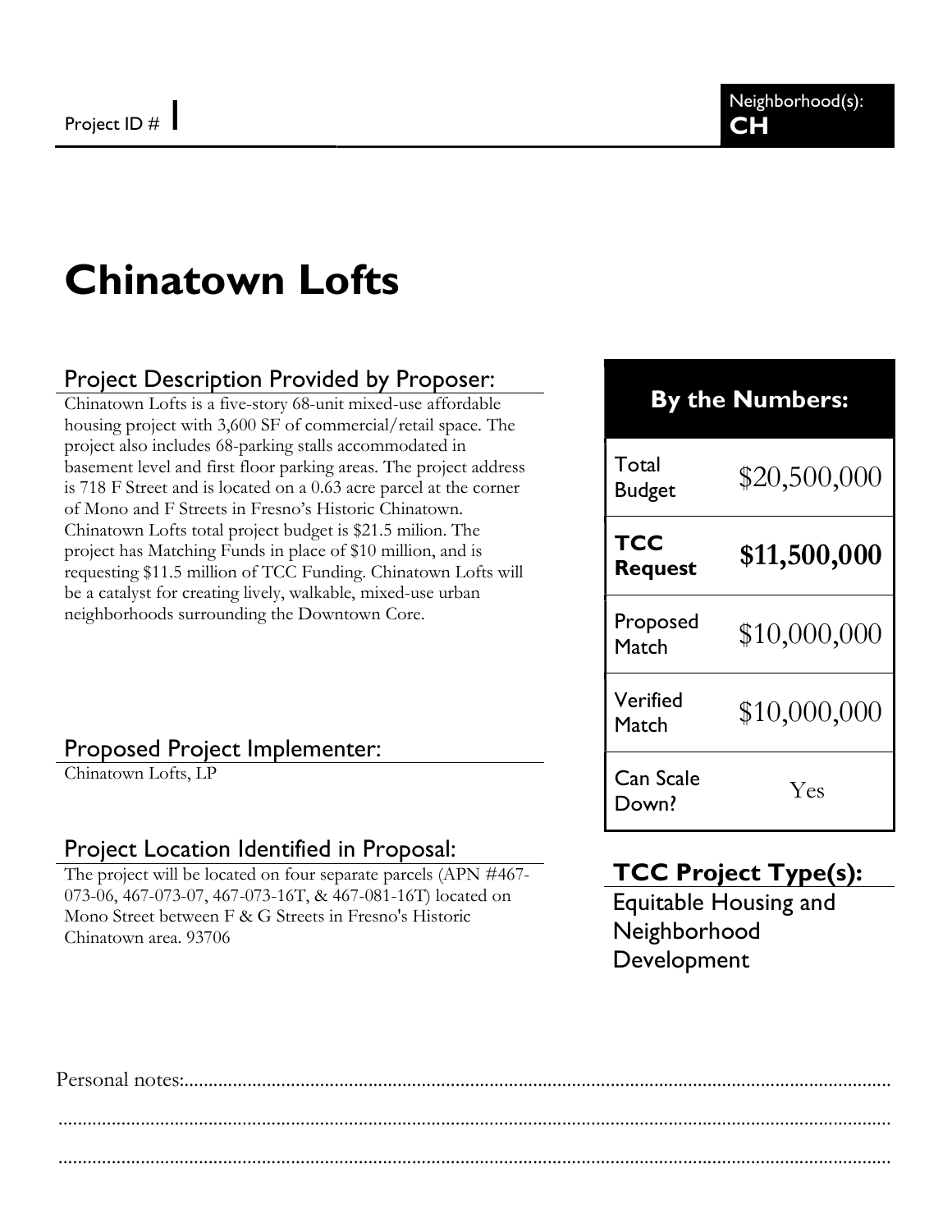Project ID # 1

Neighborhood(s): **CH**

# Chinatown Lofts

## Project Description Provided by Proposer:

Chinatown Lofts is a five-story 68-unit mixed-use affordable housing project with 3,600 SF of commercial/retail space. The project also includes 68-parking stalls accommodated in basement level and first floor parking areas. The project address is 718 F Street and is located on a 0.63 acre parcel at the corner of Mono and F Streets in Fresno's Historic Chinatown. Chinatown Lofts total project budget is $21.5 milion. The project has Matching Funds in place of $10 million, and is requesting $11.5 million of TCC Funding. Chinatown Lofts will be a catalyst for creating lively, walkable, mixed-use urban neighborhoods surrounding the Downtown Core.

## Proposed Project Implementer:

Chinatown Lofts, LP

## Project Location Identified in Proposal:

The project will be located on four separate parcels (APN #467-073-06, 467-073-07, 467-073-16T, & 467-081-16T) located on Mono Street between F & G Streets in Fresno's Historic Chinatown area. 93706

| By the Numbers: | |
|---|---|
| Total Budget | $20,500,000 |
| **TCC Request** | **$11,500,000** |
| Proposed Match | $10,000,000 |
| Verified Match | $10,000,000 |
| Can Scale Down? | Yes |

## TCC Project Type(s):

Equitable Housing and Neighborhood Development

Personal notes:.............................................................................................................................................

.............................................................................................................................................

.............................................................................................................................................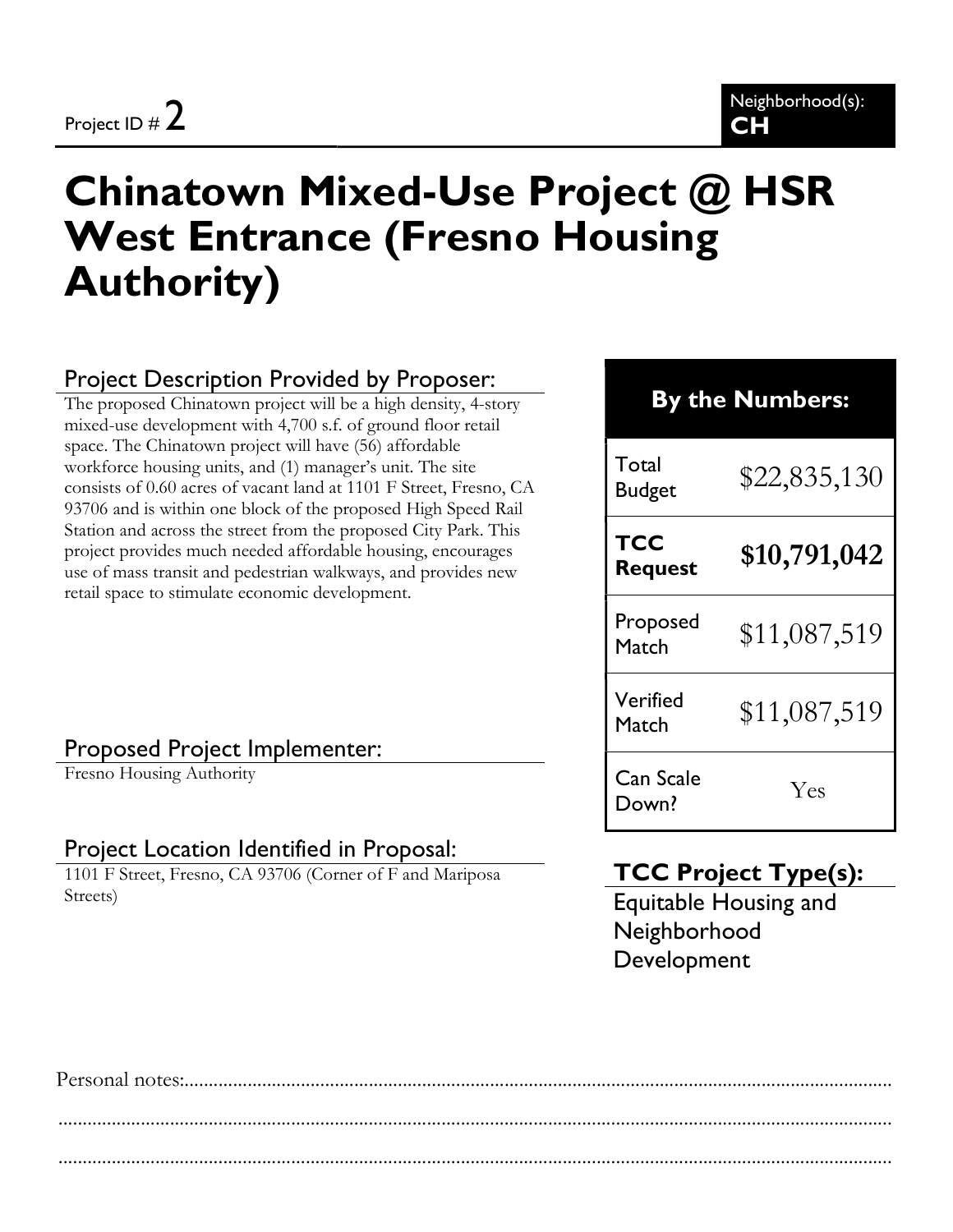Project ID # 2

Neighborhood(s): **CH**

# Chinatown Mixed-Use Project @ HSR West Entrance (Fresno Housing Authority)

## Project Description Provided by Proposer:

The proposed Chinatown project will be a high density, 4-story mixed-use development with 4,700 s.f. of ground floor retail space. The Chinatown project will have (56) affordable workforce housing units, and (1) manager's unit. The site consists of 0.60 acres of vacant land at 1101 F Street, Fresno, CA 93706 and is within one block of the proposed High Speed Rail Station and across the street from the proposed City Park. This project provides much needed affordable housing, encourages use of mass transit and pedestrian walkways, and provides new retail space to stimulate economic development.

## Proposed Project Implementer:

Fresno Housing Authority

## Project Location Identified in Proposal:

1101 F Street, Fresno, CA 93706 (Corner of F and Mariposa Streets)

| By the Numbers: | |
|---|---|
| Total Budget | $22,835,130 |
| **TCC Request** | **$10,791,042** |
| Proposed Match | $11,087,519 |
| Verified Match | $11,087,519 |
| Can Scale Down? | Yes |

## TCC Project Type(s):

Equitable Housing and Neighborhood Development

Personal notes:...........................................................................................................................................

.............................................................................................................................................................

.............................................................................................................................................................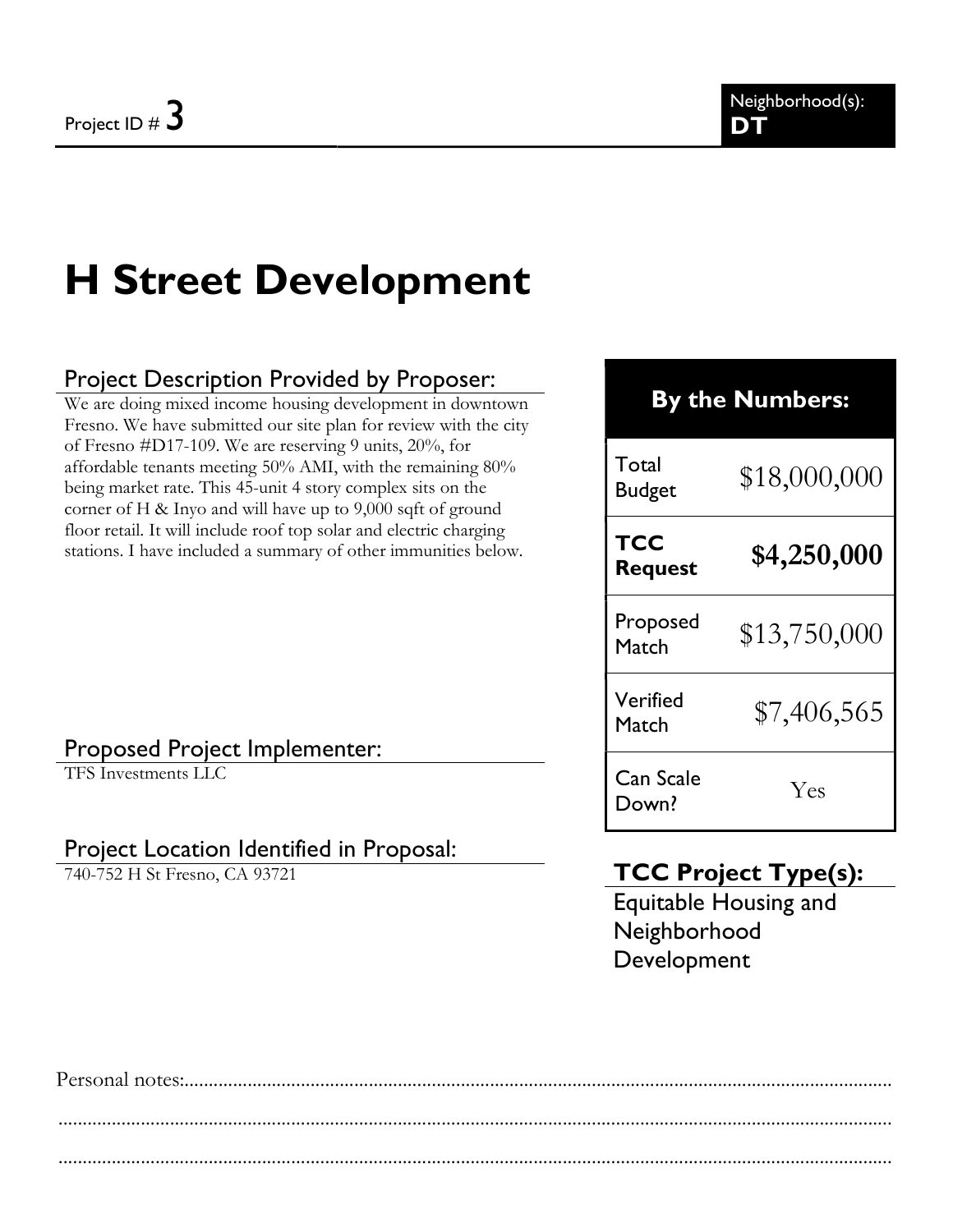Project ID # 3

Neighborhood(s): **DT**

# H Street Development

## Project Description Provided by Proposer:

We are doing mixed income housing development in downtown Fresno. We have submitted our site plan for review with the city of Fresno #D17-109. We are reserving 9 units, 20%, for affordable tenants meeting 50% AMI, with the remaining 80% being market rate. This 45-unit 4 story complex sits on the corner of H & Inyo and will have up to 9,000 sqft of ground floor retail. It will include roof top solar and electric charging stations. I have included a summary of other immunities below.

## Proposed Project Implementer:

TFS Investments LLC

## Project Location Identified in Proposal:

740-752 H St Fresno, CA 93721

| By the Numbers: | |
|---|---|
| Total Budget | $18,000,000 |
| **TCC Request** | **$4,250,000** |
| Proposed Match | $13,750,000 |
| Verified Match | $7,406,565 |
| Can Scale Down? | Yes |

## TCC Project Type(s):

Equitable Housing and Neighborhood Development

Personal notes:.......................................................................................................................................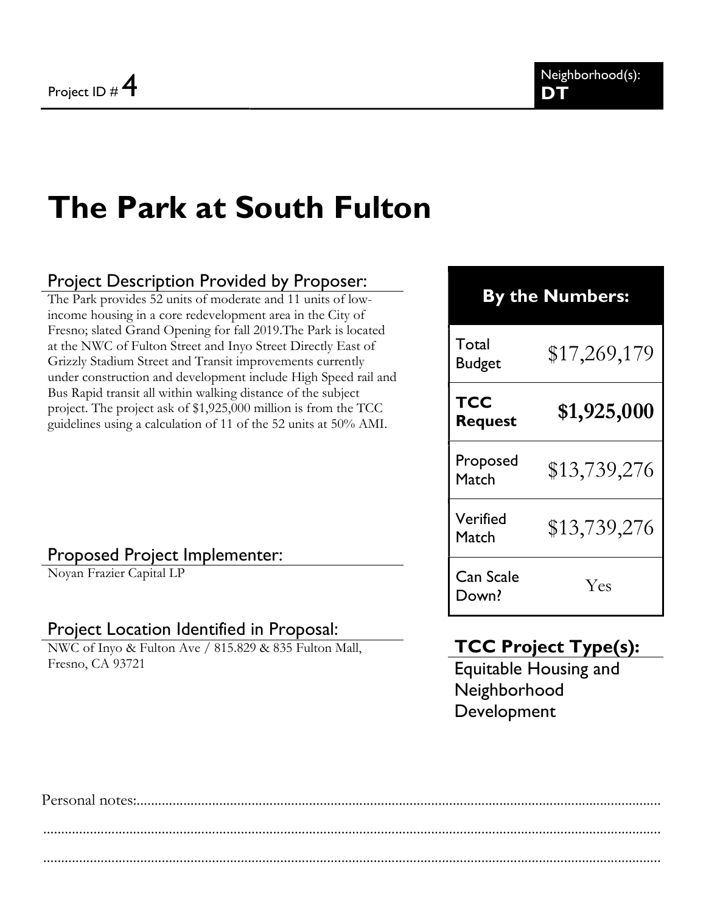Project ID # 4

Neighborhood(s): **DT**

# The Park at South Fulton

## Project Description Provided by Proposer:

The Park provides 52 units of moderate and 11 units of low-income housing in a core redevelopment area in the City of Fresno; slated Grand Opening for fall 2019.The Park is located at the NWC of Fulton Street and Inyo Street Directly East of Grizzly Stadium Street and Transit improvements currently under construction and development include High Speed rail and Bus Rapid transit all within walking distance of the subject project. The project ask of $1,925,000 million is from the TCC guidelines using a calculation of 11 of the 52 units at 50% AMI.

## Proposed Project Implementer:

Noyan Frazier Capital LP

## Project Location Identified in Proposal:

NWC of Inyo & Fulton Ave / 815.829 & 835 Fulton Mall, Fresno, CA 93721

| By the Numbers: | |
|---|---|
| Total Budget | $17,269,179 |
| **TCC Request** | **$1,925,000** |
| Proposed Match | $13,739,276 |
| Verified Match | $13,739,276 |
| Can Scale Down? | Yes |

## TCC Project Type(s):

Equitable Housing and Neighborhood Development

Personal notes:...........................................................................................................................................

.........................................................................................................................................................

.........................................................................................................................................................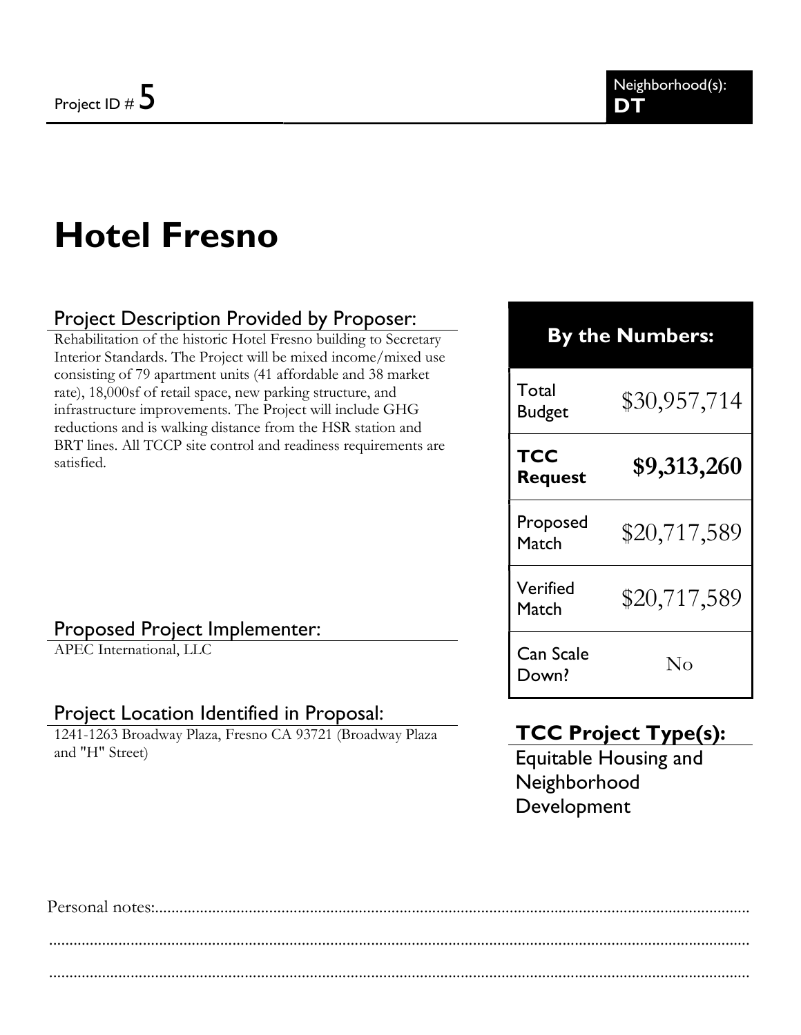Project ID # 5

Neighborhood(s): **DT**

# Hotel Fresno

## Project Description Provided by Proposer:

Rehabilitation of the historic Hotel Fresno building to Secretary Interior Standards. The Project will be mixed income/mixed use consisting of 79 apartment units (41 affordable and 38 market rate), 18,000sf of retail space, new parking structure, and infrastructure improvements. The Project will include GHG reductions and is walking distance from the HSR station and BRT lines. All TCCP site control and readiness requirements are satisfied.

## Proposed Project Implementer:

APEC International, LLC

## Project Location Identified in Proposal:

1241-1263 Broadway Plaza, Fresno CA 93721 (Broadway Plaza and "H" Street)

## By the Numbers:

| | |
|---|---|
| Total Budget | $30,957,714 |
| **TCC Request** | **$9,313,260** |
| Proposed Match | $20,717,589 |
| Verified Match | $20,717,589 |
| Can Scale Down? | No |

## TCC Project Type(s):

Equitable Housing and Neighborhood Development

Personal notes:...............................................................................................................................................

.............................................................................................................................................................................

.............................................................................................................................................................................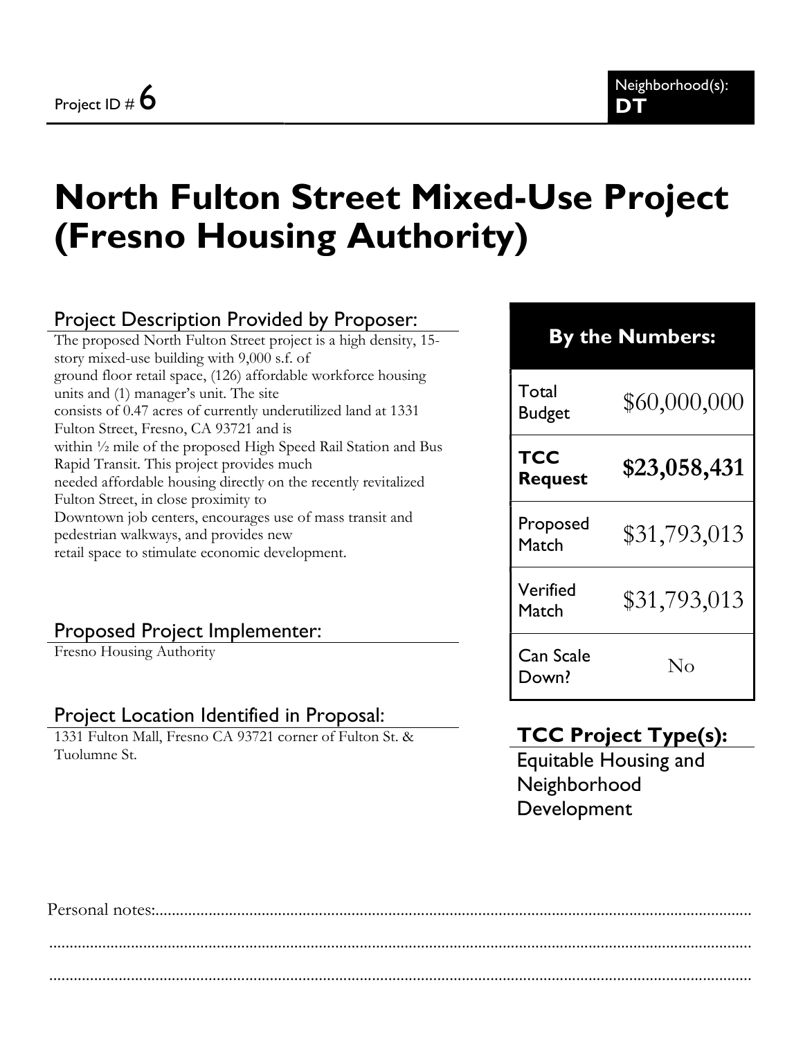Project ID # 6

Neighborhood(s): **DT**

# North Fulton Street Mixed-Use Project (Fresno Housing Authority)

## Project Description Provided by Proposer:

The proposed North Fulton Street project is a high density, 15-story mixed-use building with 9,000 s.f. of ground floor retail space, (126) affordable workforce housing units and (1) manager's unit. The site consists of 0.47 acres of currently underutilized land at 1331 Fulton Street, Fresno, CA 93721 and is within ½ mile of the proposed High Speed Rail Station and Bus Rapid Transit. This project provides much needed affordable housing directly on the recently revitalized Fulton Street, in close proximity to Downtown job centers, encourages use of mass transit and pedestrian walkways, and provides new retail space to stimulate economic development.

## Proposed Project Implementer:

Fresno Housing Authority

## Project Location Identified in Proposal:

1331 Fulton Mall, Fresno CA 93721 corner of Fulton St. & Tuolumne St.

| By the Numbers: | |
|---|---|
| Total Budget | $60,000,000 |
| **TCC Request** | **$23,058,431** |
| Proposed Match | $31,793,013 |
| Verified Match | $31,793,013 |
| Can Scale Down? | No |

## TCC Project Type(s):

Equitable Housing and Neighborhood Development

Personal notes:.......................................................................................................................................

..........................................................................................................................................................

..........................................................................................................................................................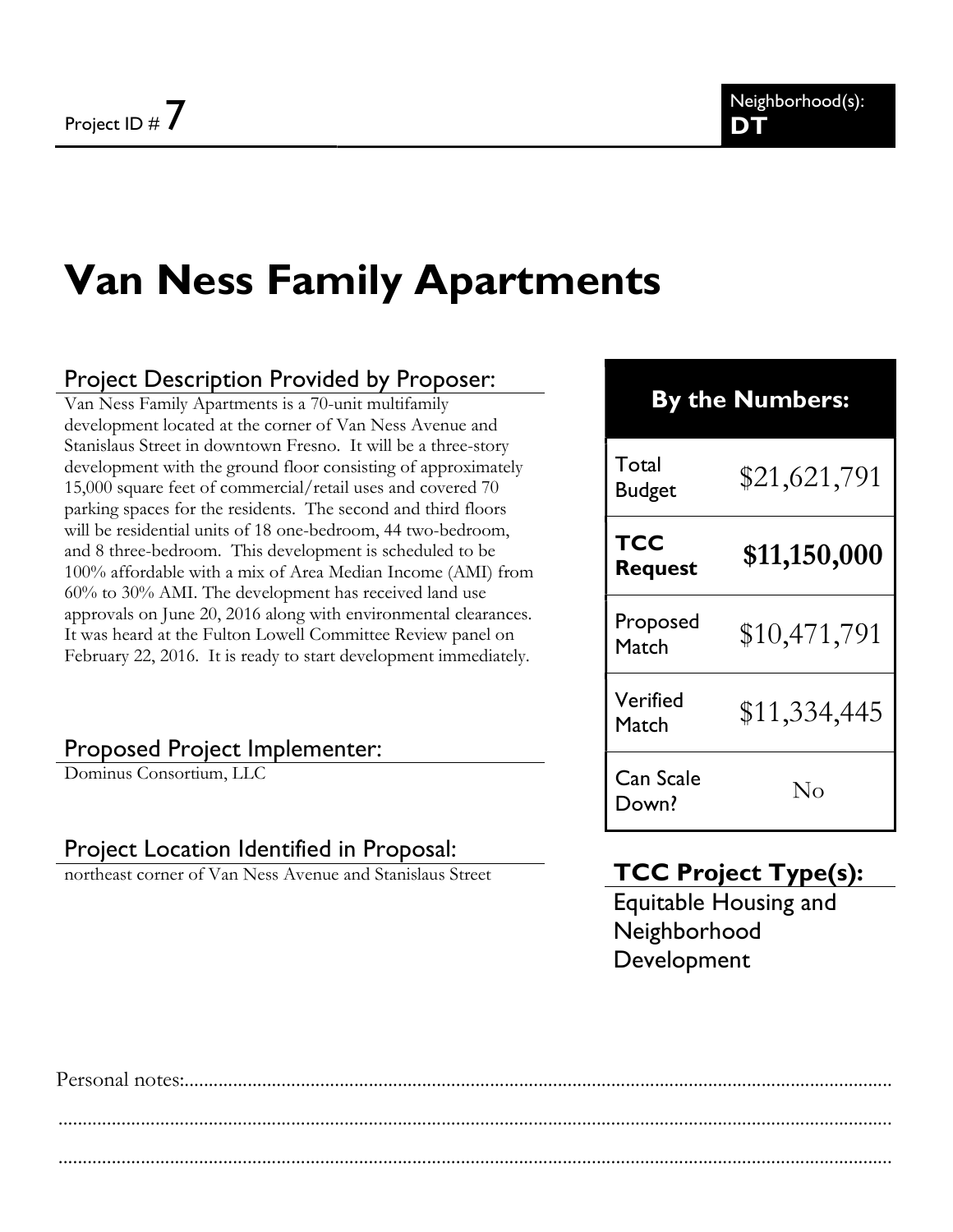Project ID # 7

Neighborhood(s): **DT**

# Van Ness Family Apartments

## Project Description Provided by Proposer:

Van Ness Family Apartments is a 70-unit multifamily development located at the corner of Van Ness Avenue and Stanislaus Street in downtown Fresno. It will be a three-story development with the ground floor consisting of approximately 15,000 square feet of commercial/retail uses and covered 70 parking spaces for the residents. The second and third floors will be residential units of 18 one-bedroom, 44 two-bedroom, and 8 three-bedroom. This development is scheduled to be 100% affordable with a mix of Area Median Income (AMI) from 60% to 30% AMI. The development has received land use approvals on June 20, 2016 along with environmental clearances. It was heard at the Fulton Lowell Committee Review panel on February 22, 2016. It is ready to start development immediately.

## Proposed Project Implementer:

Dominus Consortium, LLC

## Project Location Identified in Proposal:

northeast corner of Van Ness Avenue and Stanislaus Street

## By the Numbers:

| | |
|---|---|
| Total Budget | $21,621,791 |
| **TCC Request** | **$11,150,000** |
| Proposed Match | $10,471,791 |
| Verified Match | $11,334,445 |
| Can Scale Down? | No |

## TCC Project Type(s):

Equitable Housing and Neighborhood Development

Personal notes:.....................................................................................................................................

.......................................................................................................................................................

.......................................................................................................................................................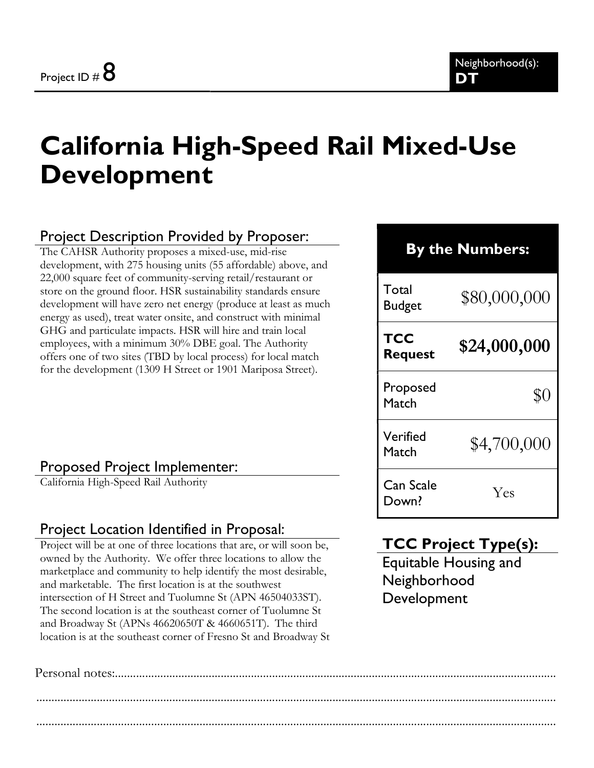Project ID # 8

Neighborhood(s): **DT**

# California High-Speed Rail Mixed-Use Development

## Project Description Provided by Proposer:

The CAHSR Authority proposes a mixed-use, mid-rise development, with 275 housing units (55 affordable) above, and 22,000 square feet of community-serving retail/restaurant or store on the ground floor. HSR sustainability standards ensure development will have zero net energy (produce at least as much energy as used), treat water onsite, and construct with minimal GHG and particulate impacts. HSR will hire and train local employees, with a minimum 30% DBE goal. The Authority offers one of two sites (TBD by local process) for local match for the development (1309 H Street or 1901 Mariposa Street).

## Proposed Project Implementer:

California High-Speed Rail Authority

## Project Location Identified in Proposal:

Project will be at one of three locations that are, or will soon be, owned by the Authority. We offer three locations to allow the marketplace and community to help identify the most desirable, and marketable. The first location is at the southwest intersection of H Street and Tuolumne St (APN 46504033ST). The second location is at the southeast corner of Tuolumne St and Broadway St (APNs 46620650T & 4660651T). The third location is at the southeast corner of Fresno St and Broadway St

| By the Numbers: | |
|---|---|
| Total Budget | $80,000,000 |
| **TCC Request** | **$24,000,000** |
| Proposed Match | $0 |
| Verified Match | $4,700,000 |
| Can Scale Down? | Yes |

## TCC Project Type(s):

Equitable Housing and Neighborhood Development

Personal notes:............................................................................................................................................

..............................................................................................................................................................

..............................................................................................................................................................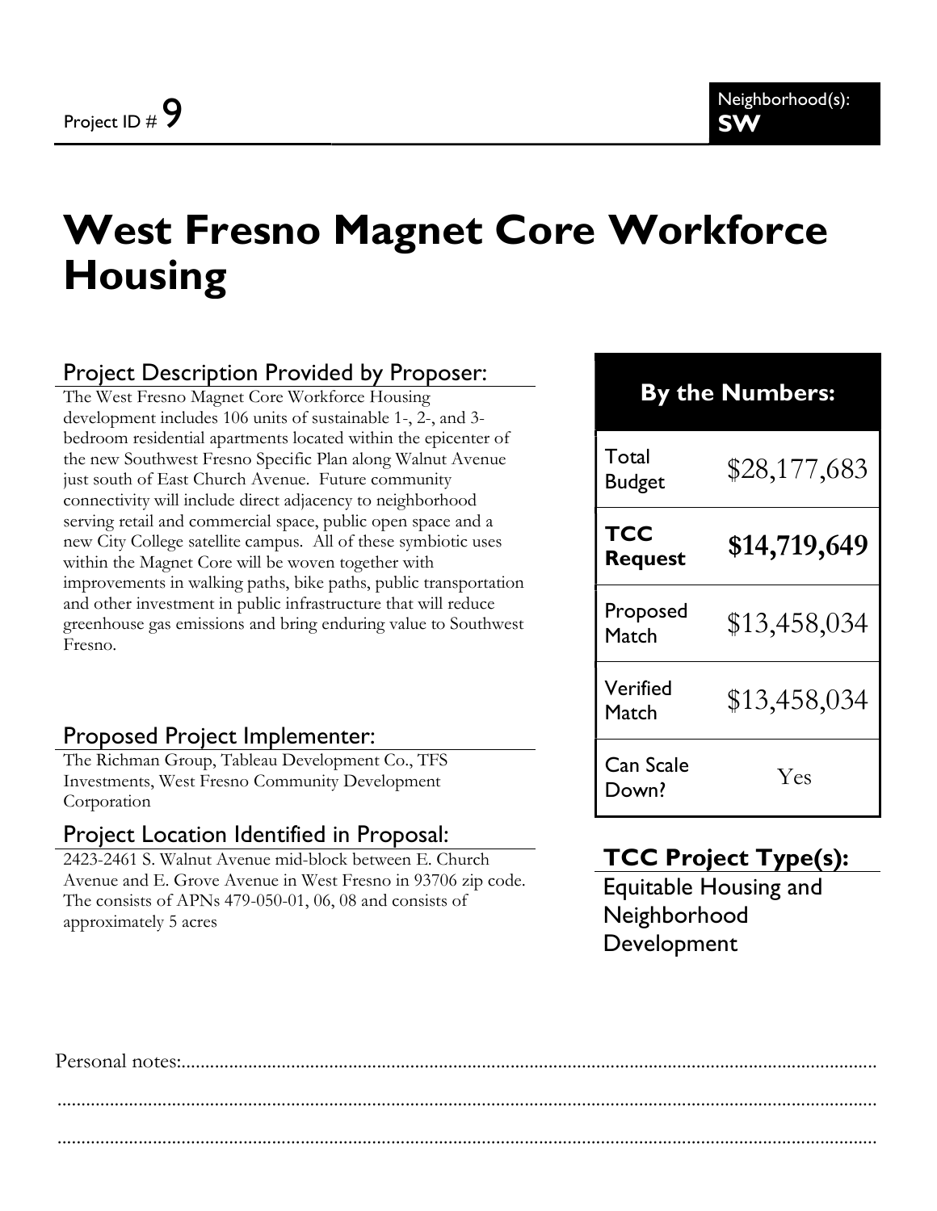Project ID # 9

Neighborhood(s): **SW**

# West Fresno Magnet Core Workforce Housing

## Project Description Provided by Proposer:

The West Fresno Magnet Core Workforce Housing development includes 106 units of sustainable 1-, 2-, and 3-bedroom residential apartments located within the epicenter of the new Southwest Fresno Specific Plan along Walnut Avenue just south of East Church Avenue. Future community connectivity will include direct adjacency to neighborhood serving retail and commercial space, public open space and a new City College satellite campus. All of these symbiotic uses within the Magnet Core will be woven together with improvements in walking paths, bike paths, public transportation and other investment in public infrastructure that will reduce greenhouse gas emissions and bring enduring value to Southwest Fresno.

## Proposed Project Implementer:

The Richman Group, Tableau Development Co., TFS Investments, West Fresno Community Development Corporation

## Project Location Identified in Proposal:

2423-2461 S. Walnut Avenue mid-block between E. Church Avenue and E. Grove Avenue in West Fresno in 93706 zip code. The consists of APNs 479-050-01, 06, 08 and consists of approximately 5 acres

| By the Numbers: | |
|---|---|
| Total Budget | $28,177,683 |
| **TCC Request** | **$14,719,649** |
| Proposed Match | $13,458,034 |
| Verified Match | $13,458,034 |
| Can Scale Down? | Yes |

## TCC Project Type(s):

Equitable Housing and Neighborhood Development

Personal notes:.............................................................................................................................................

.............................................................................................................................................................

.............................................................................................................................................................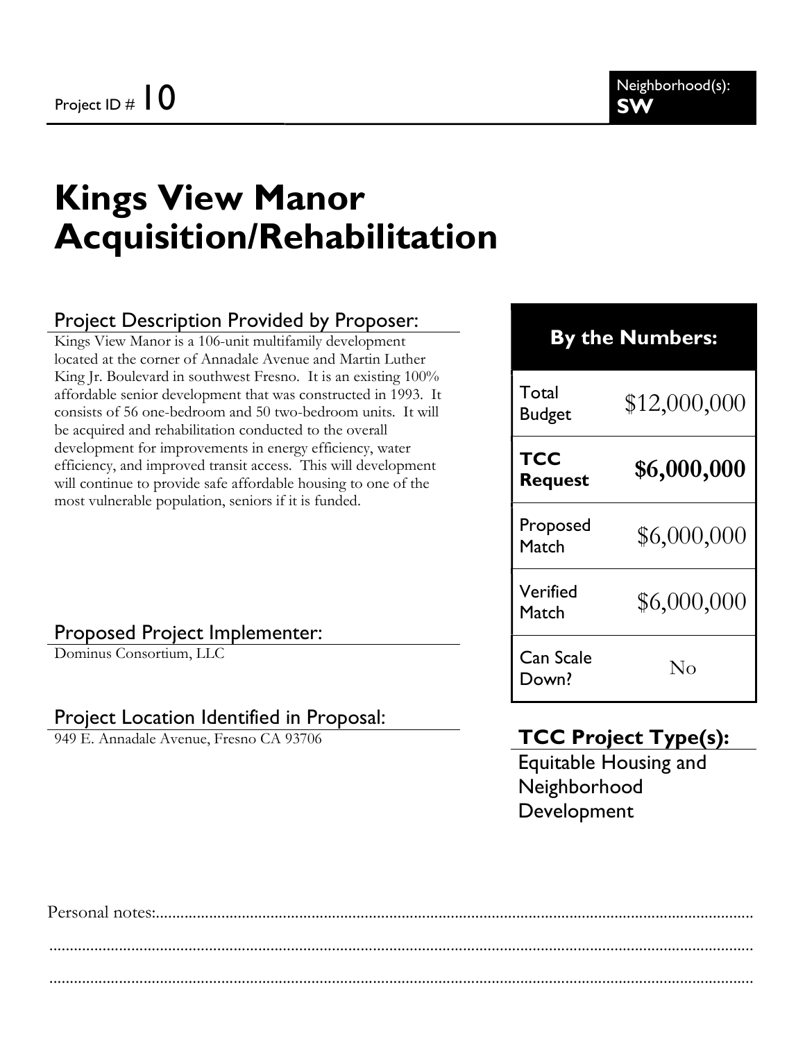Project ID # 10

Neighborhood(s): **SW**

# Kings View Manor Acquisition/Rehabilitation

## Project Description Provided by Proposer:

Kings View Manor is a 106-unit multifamily development located at the corner of Annadale Avenue and Martin Luther King Jr. Boulevard in southwest Fresno. It is an existing 100% affordable senior development that was constructed in 1993. It consists of 56 one-bedroom and 50 two-bedroom units. It will be acquired and rehabilitation conducted to the overall development for improvements in energy efficiency, water efficiency, and improved transit access. This will development will continue to provide safe affordable housing to one of the most vulnerable population, seniors if it is funded.

## Proposed Project Implementer:

Dominus Consortium, LLC

## Project Location Identified in Proposal:

949 E. Annadale Avenue, Fresno CA 93706

| By the Numbers: | |
|---|---|
| Total Budget | $12,000,000 |
| **TCC Request** | **$6,000,000** |
| Proposed Match | $6,000,000 |
| Verified Match | $6,000,000 |
| Can Scale Down? | No |

## TCC Project Type(s):

Equitable Housing and Neighborhood Development

Personal notes:.......................................................................................................................................

.......................................................................................................................................................

.......................................................................................................................................................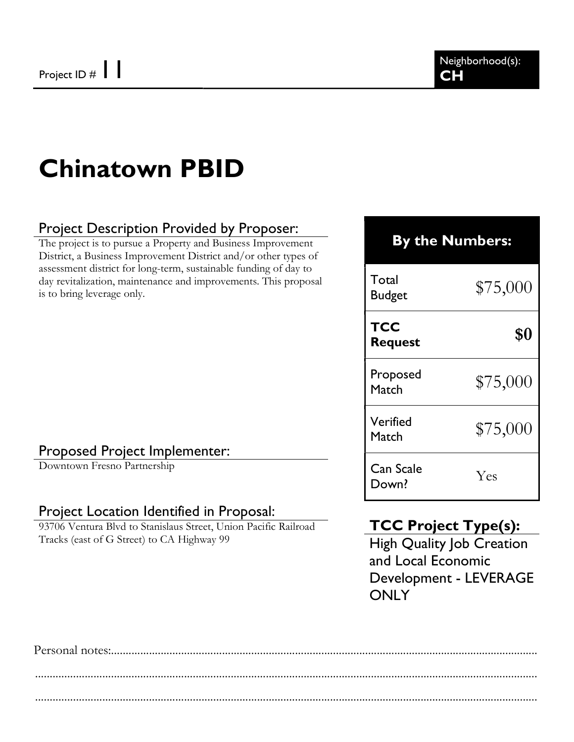Project ID # 11

Neighborhood(s): **CH**

# Chinatown PBID

## Project Description Provided by Proposer:

The project is to pursue a Property and Business Improvement District, a Business Improvement District and/or other types of assessment district for long-term, sustainable funding of day to day revitalization, maintenance and improvements. This proposal is to bring leverage only.

## Proposed Project Implementer:

Downtown Fresno Partnership

## Project Location Identified in Proposal:

93706 Ventura Blvd to Stanislaus Street, Union Pacific Railroad Tracks (east of G Street) to CA Highway 99

| By the Numbers: | |
|---|---|
| Total Budget | $75,000 |
| **TCC Request** | **$0** |
| Proposed Match | $75,000 |
| Verified Match | $75,000 |
| Can Scale Down? | Yes |

## TCC Project Type(s):

High Quality Job Creation and Local Economic Development - LEVERAGE ONLY

Personal notes:...........................................................................................................................................

...........................................................................................................................................

...........................................................................................................................................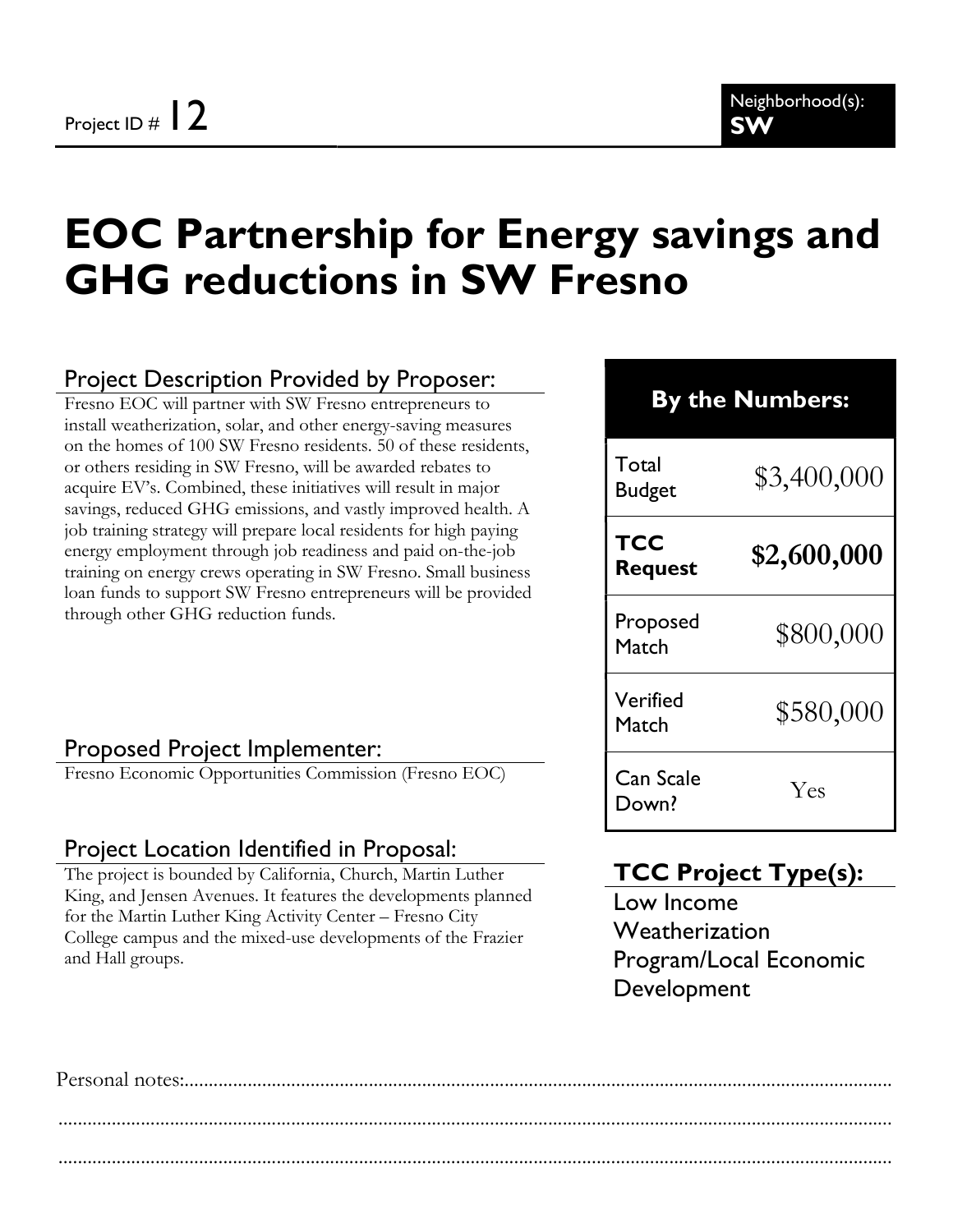Project ID # 12

Neighborhood(s): **SW**

# EOC Partnership for Energy savings and GHG reductions in SW Fresno

## Project Description Provided by Proposer:

Fresno EOC will partner with SW Fresno entrepreneurs to install weatherization, solar, and other energy-saving measures on the homes of 100 SW Fresno residents. 50 of these residents, or others residing in SW Fresno, will be awarded rebates to acquire EV's. Combined, these initiatives will result in major savings, reduced GHG emissions, and vastly improved health. A job training strategy will prepare local residents for high paying energy employment through job readiness and paid on-the-job training on energy crews operating in SW Fresno. Small business loan funds to support SW Fresno entrepreneurs will be provided through other GHG reduction funds.

## Proposed Project Implementer:

Fresno Economic Opportunities Commission (Fresno EOC)

## Project Location Identified in Proposal:

The project is bounded by California, Church, Martin Luther King, and Jensen Avenues. It features the developments planned for the Martin Luther King Activity Center – Fresno City College campus and the mixed-use developments of the Frazier and Hall groups.

| By the Numbers: | |
|---|---|
| Total Budget | $3,400,000 |
| **TCC Request** | **$2,600,000** |
| Proposed Match | $800,000 |
| Verified Match | $580,000 |
| Can Scale Down? | Yes |

## TCC Project Type(s):

Low Income Weatherization Program/Local Economic Development

Personal notes:..........................................................................................................................................

.......................................................................................................................................................

.......................................................................................................................................................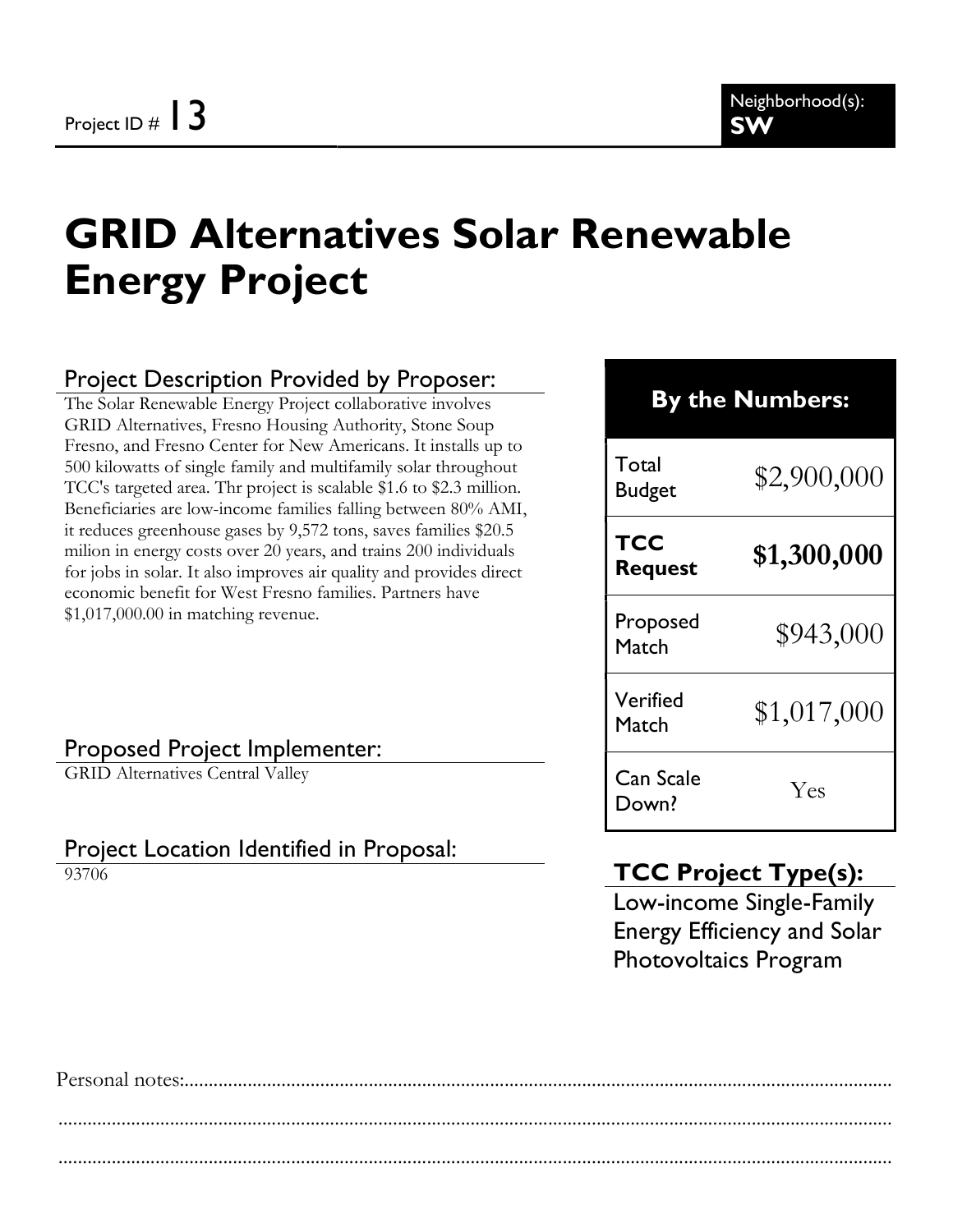Project ID # 13

Neighborhood(s): **SW**

# GRID Alternatives Solar Renewable Energy Project

## Project Description Provided by Proposer:

The Solar Renewable Energy Project collaborative involves GRID Alternatives, Fresno Housing Authority, Stone Soup Fresno, and Fresno Center for New Americans. It installs up to 500 kilowatts of single family and multifamily solar throughout TCC's targeted area. Thr project is scalable $1.6 to $2.3 million. Beneficiaries are low-income families falling between 80% AMI, it reduces greenhouse gases by 9,572 tons, saves families $20.5 milion in energy costs over 20 years, and trains 200 individuals for jobs in solar. It also improves air quality and provides direct economic benefit for West Fresno families. Partners have $1,017,000.00 in matching revenue.

## Proposed Project Implementer:

GRID Alternatives Central Valley

## Project Location Identified in Proposal:

93706

| By the Numbers: | |
|---|---|
| Total Budget | $2,900,000 |
| **TCC Request** | **$1,300,000** |
| Proposed Match | $943,000 |
| Verified Match | $1,017,000 |
| Can Scale Down? | Yes |

## TCC Project Type(s):

Low-income Single-Family Energy Efficiency and Solar Photovoltaics Program

Personal notes:..........................................................................................................................................

..........................................................................................................................................................

..........................................................................................................................................................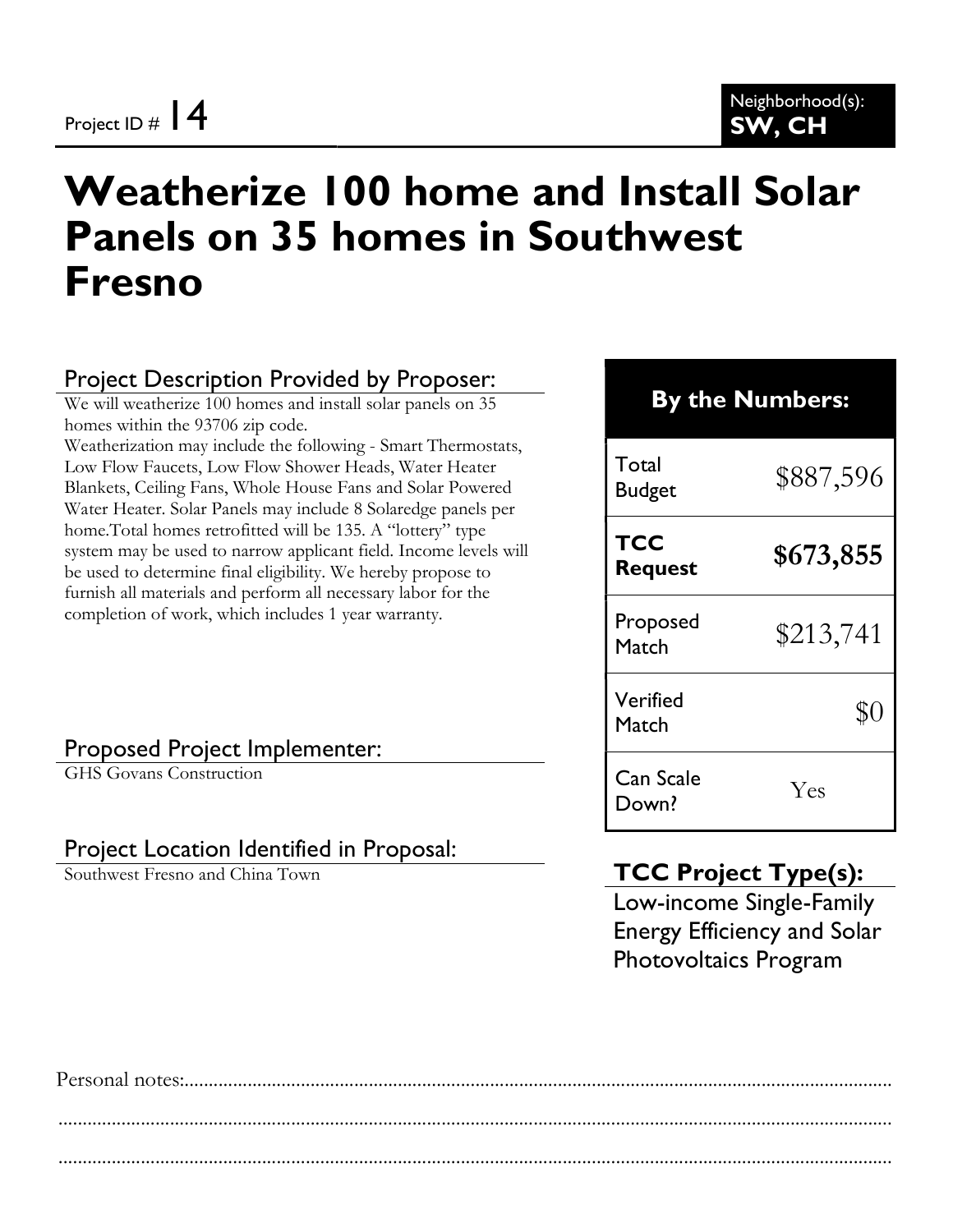Project ID # 14

Neighborhood(s): **SW, CH**

# Weatherize 100 home and Install Solar Panels on 35 homes in Southwest Fresno

## Project Description Provided by Proposer:

We will weatherize 100 homes and install solar panels on 35 homes within the 93706 zip code.
Weatherization may include the following - Smart Thermostats, Low Flow Faucets, Low Flow Shower Heads, Water Heater Blankets, Ceiling Fans, Whole House Fans and Solar Powered Water Heater. Solar Panels may include 8 Solaredge panels per home.Total homes retrofitted will be 135. A "lottery" type system may be used to narrow applicant field. Income levels will be used to determine final eligibility. We hereby propose to furnish all materials and perform all necessary labor for the completion of work, which includes 1 year warranty.

## Proposed Project Implementer:

GHS Govans Construction

## Project Location Identified in Proposal:

Southwest Fresno and China Town

| By the Numbers: | |
|---|---|
| Total Budget | $887,596 |
| **TCC Request** | **$673,855** |
| Proposed Match | $213,741 |
| Verified Match | $0 |
| Can Scale Down? | Yes |

## TCC Project Type(s):

Low-income Single-Family Energy Efficiency and Solar Photovoltaics Program

Personal notes:.......................................................................................................................................

...........................................................................................................................................................

...........................................................................................................................................................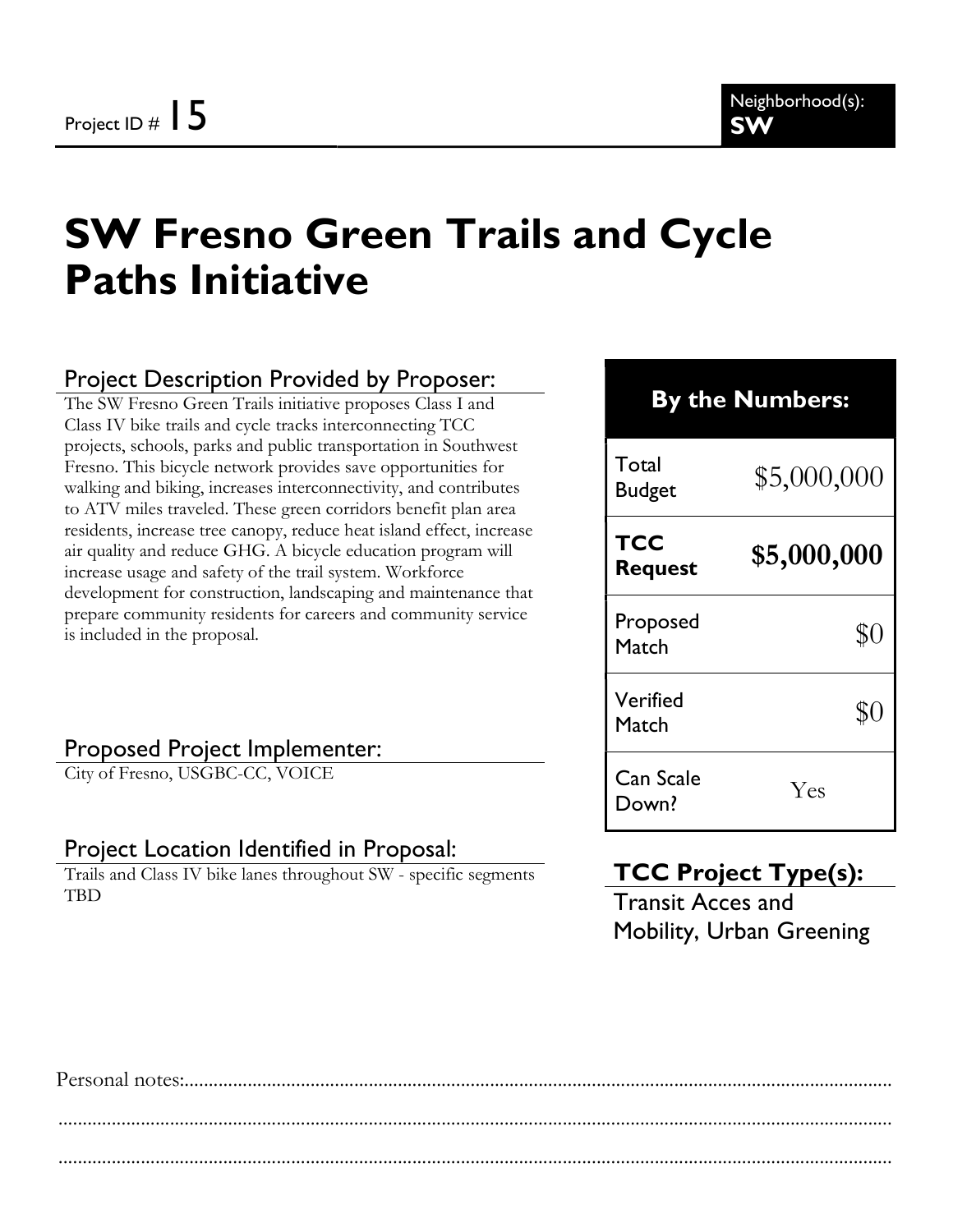Project ID # 15

Neighborhood(s): **SW**

# SW Fresno Green Trails and Cycle Paths Initiative

## Project Description Provided by Proposer:

The SW Fresno Green Trails initiative proposes Class I and Class IV bike trails and cycle tracks interconnecting TCC projects, schools, parks and public transportation in Southwest Fresno. This bicycle network provides save opportunities for walking and biking, increases interconnectivity, and contributes to ATV miles traveled. These green corridors benefit plan area residents, increase tree canopy, reduce heat island effect, increase air quality and reduce GHG. A bicycle education program will increase usage and safety of the trail system. Workforce development for construction, landscaping and maintenance that prepare community residents for careers and community service is included in the proposal.

## Proposed Project Implementer:

City of Fresno, USGBC-CC, VOICE

## Project Location Identified in Proposal:

Trails and Class IV bike lanes throughout SW - specific segments TBD

| By the Numbers: | |
|---|---|
| Total Budget | $5,000,000 |
| **TCC Request** | **$5,000,000** |
| Proposed Match | $0 |
| Verified Match | $0 |
| Can Scale Down? | Yes |

## TCC Project Type(s):

Transit Acces and Mobility, Urban Greening

Personal notes:..............................................................................................................................................

..............................................................................................................................................

..............................................................................................................................................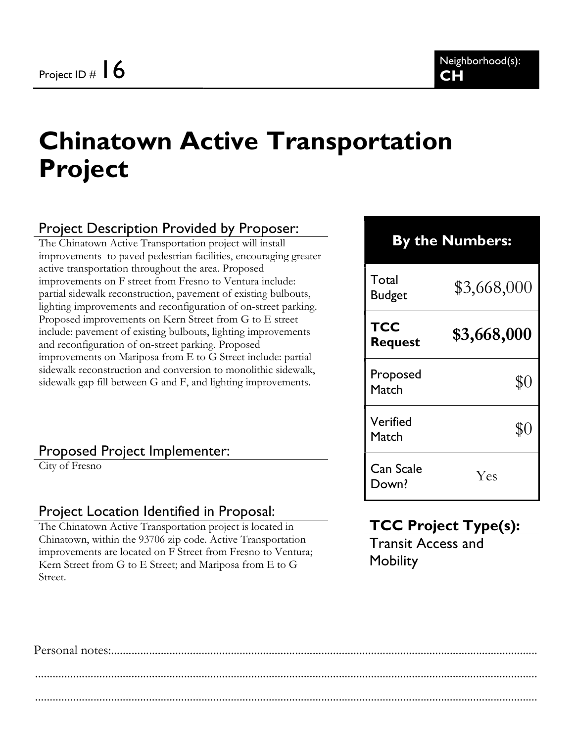Project ID # 16

Neighborhood(s): **CH**

# Chinatown Active Transportation Project

## Project Description Provided by Proposer:

The Chinatown Active Transportation project will install improvements to paved pedestrian facilities, encouraging greater active transportation throughout the area. Proposed improvements on F street from Fresno to Ventura include: partial sidewalk reconstruction, pavement of existing bulbouts, lighting improvements and reconfiguration of on-street parking. Proposed improvements on Kern Street from G to E street include: pavement of existing bulbouts, lighting improvements and reconfiguration of on-street parking. Proposed improvements on Mariposa from E to G Street include: partial sidewalk reconstruction and conversion to monolithic sidewalk, sidewalk gap fill between G and F, and lighting improvements.

## Proposed Project Implementer:

City of Fresno

## Project Location Identified in Proposal:

The Chinatown Active Transportation project is located in Chinatown, within the 93706 zip code. Active Transportation improvements are located on F Street from Fresno to Ventura; Kern Street from G to E Street; and Mariposa from E to G Street.

## By the Numbers:

| | |
|---|---|
| Total Budget | $3,668,000 |
| **TCC Request** | **$3,668,000** |
| Proposed Match | $0 |
| Verified Match | $0 |
| Can Scale Down? | Yes |

## TCC Project Type(s):

Transit Access and Mobility

Personal notes:............................................................................................................................................

.........................................................................................................................................................................

.........................................................................................................................................................................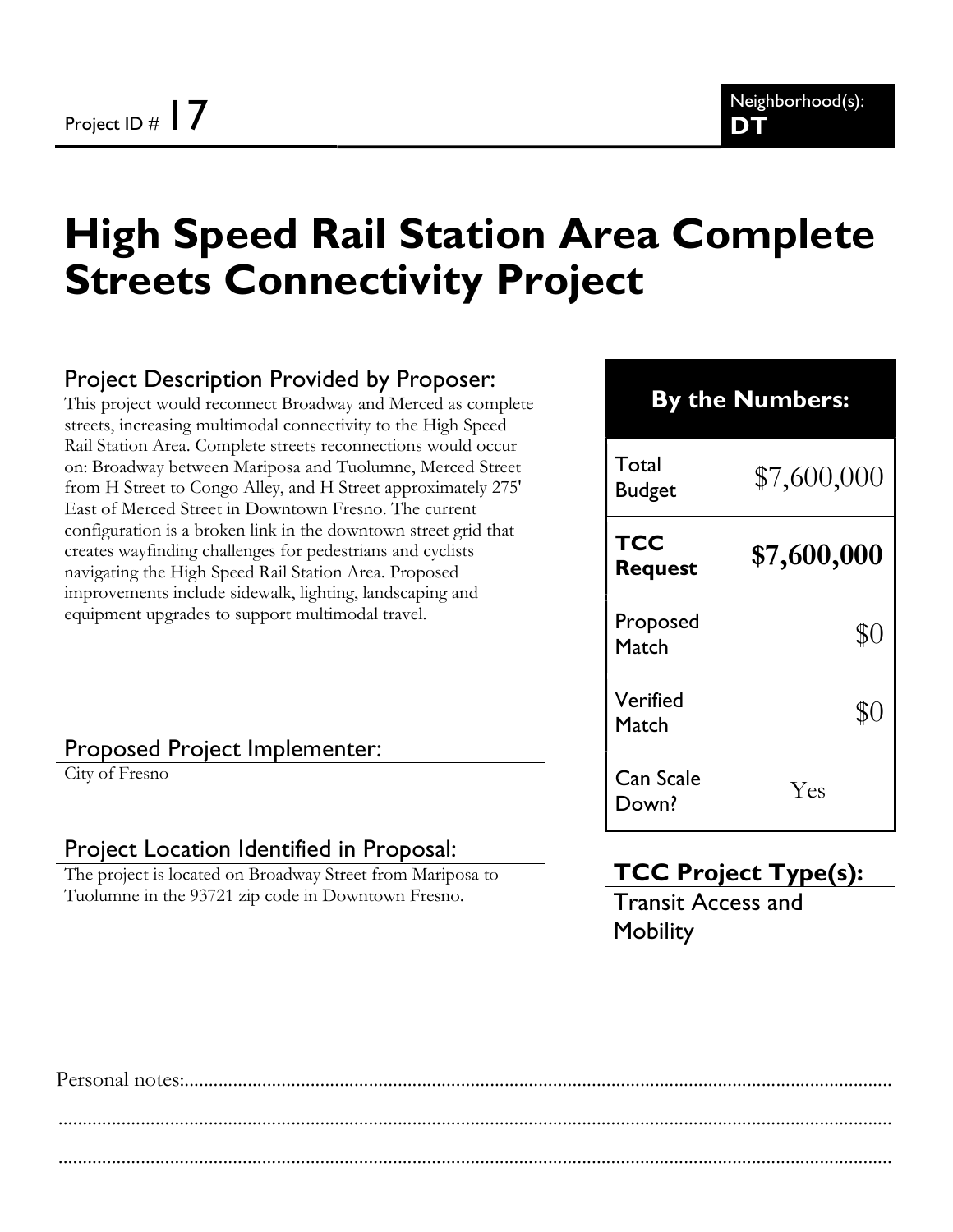Project ID # 17

Neighborhood(s): **DT**

# High Speed Rail Station Area Complete Streets Connectivity Project

## Project Description Provided by Proposer:

This project would reconnect Broadway and Merced as complete streets, increasing multimodal connectivity to the High Speed Rail Station Area. Complete streets reconnections would occur on: Broadway between Mariposa and Tuolumne, Merced Street from H Street to Congo Alley, and H Street approximately 275' East of Merced Street in Downtown Fresno. The current configuration is a broken link in the downtown street grid that creates wayfinding challenges for pedestrians and cyclists navigating the High Speed Rail Station Area. Proposed improvements include sidewalk, lighting, landscaping and equipment upgrades to support multimodal travel.

## Proposed Project Implementer:

City of Fresno

## Project Location Identified in Proposal:

The project is located on Broadway Street from Mariposa to Tuolumne in the 93721 zip code in Downtown Fresno.

| By the Numbers: | |
|---|---|
| Total Budget | $7,600,000 |
| **TCC Request** | **$7,600,000** |
| Proposed Match | $0 |
| Verified Match | $0 |
| Can Scale Down? | Yes |

## TCC Project Type(s):

Transit Access and Mobility

Personal notes:..........................................................................................................................................

.......................................................................................................................................................................

.......................................................................................................................................................................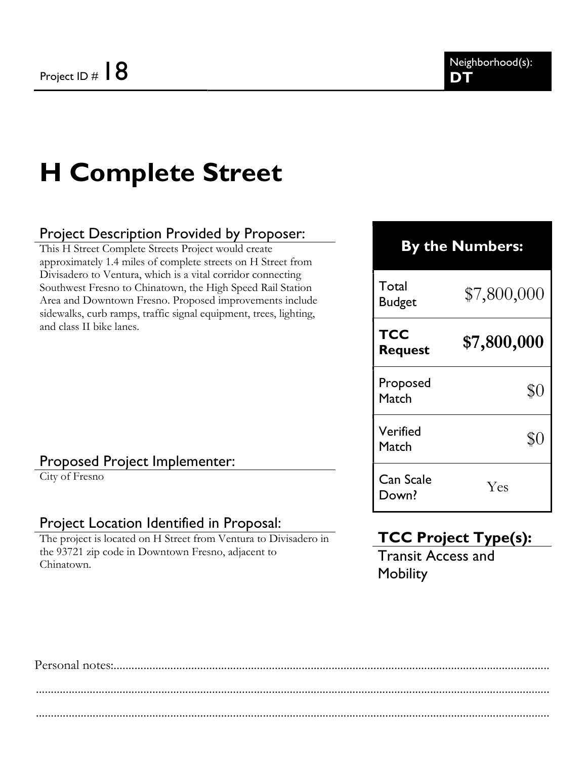Project ID # 18

Neighborhood(s): **DT**

# H Complete Street

## Project Description Provided by Proposer:

This H Street Complete Streets Project would create approximately 1.4 miles of complete streets on H Street from Divisadero to Ventura, which is a vital corridor connecting Southwest Fresno to Chinatown, the High Speed Rail Station Area and Downtown Fresno. Proposed improvements include sidewalks, curb ramps, traffic signal equipment, trees, lighting, and class II bike lanes.

## Proposed Project Implementer:

City of Fresno

## Project Location Identified in Proposal:

The project is located on H Street from Ventura to Divisadero in the 93721 zip code in Downtown Fresno, adjacent to Chinatown.

## By the Numbers:

| | |
|---|---|
| Total Budget | $7,800,000 |
| **TCC Request** | **$7,800,000** |
| Proposed Match | $0 |
| Verified Match | $0 |
| Can Scale Down? | Yes |

## TCC Project Type(s):

Transit Access and Mobility

Personal notes:.....................................................................................................................................

.........................................................................................................................................................

.........................................................................................................................................................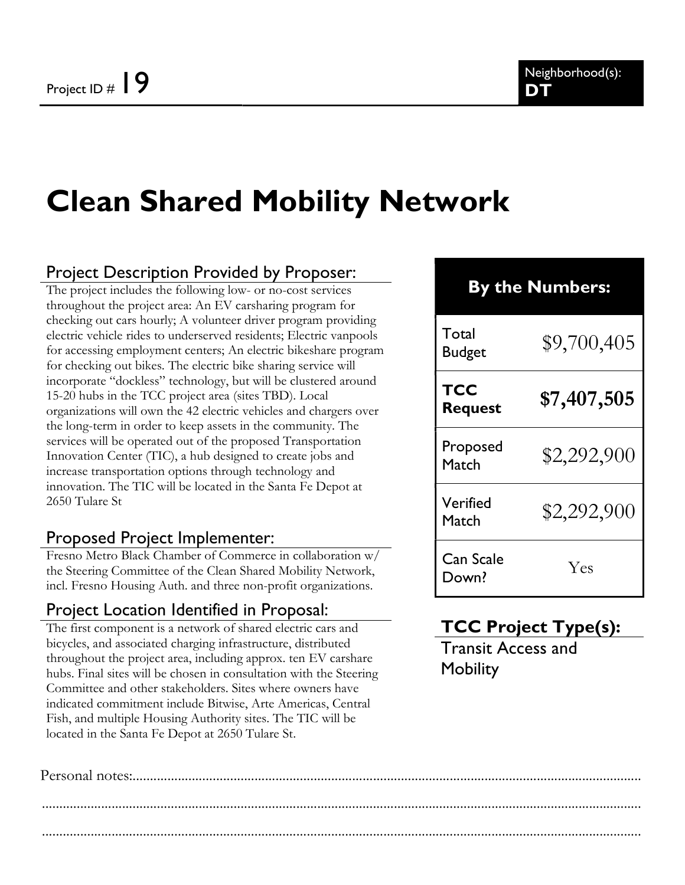Project ID # 19

Neighborhood(s): **DT**

# Clean Shared Mobility Network

## Project Description Provided by Proposer:

The project includes the following low- or no-cost services throughout the project area: An EV carsharing program for checking out cars hourly; A volunteer driver program providing electric vehicle rides to underserved residents; Electric vanpools for accessing employment centers; An electric bikeshare program for checking out bikes. The electric bike sharing service will incorporate "dockless" technology, but will be clustered around 15-20 hubs in the TCC project area (sites TBD). Local organizations will own the 42 electric vehicles and chargers over the long-term in order to keep assets in the community. The services will be operated out of the proposed Transportation Innovation Center (TIC), a hub designed to create jobs and increase transportation options through technology and innovation. The TIC will be located in the Santa Fe Depot at 2650 Tulare St

## Proposed Project Implementer:

Fresno Metro Black Chamber of Commerce in collaboration w/ the Steering Committee of the Clean Shared Mobility Network, incl. Fresno Housing Auth. and three non-profit organizations.

## Project Location Identified in Proposal:

The first component is a network of shared electric cars and bicycles, and associated charging infrastructure, distributed throughout the project area, including approx. ten EV carshare hubs. Final sites will be chosen in consultation with the Steering Committee and other stakeholders. Sites where owners have indicated commitment include Bitwise, Arte Americas, Central Fish, and multiple Housing Authority sites. The TIC will be located in the Santa Fe Depot at 2650 Tulare St.

## By the Numbers:

| | |
|---|---|
| Total Budget | $9,700,405 |
| **TCC Request** | **$7,407,505** |
| Proposed Match | $2,292,900 |
| Verified Match | $2,292,900 |
| Can Scale Down? | Yes |

## TCC Project Type(s):

Transit Access and Mobility

Personal notes:.......................................................................................................................................

..........................................................................................................................................................

..........................................................................................................................................................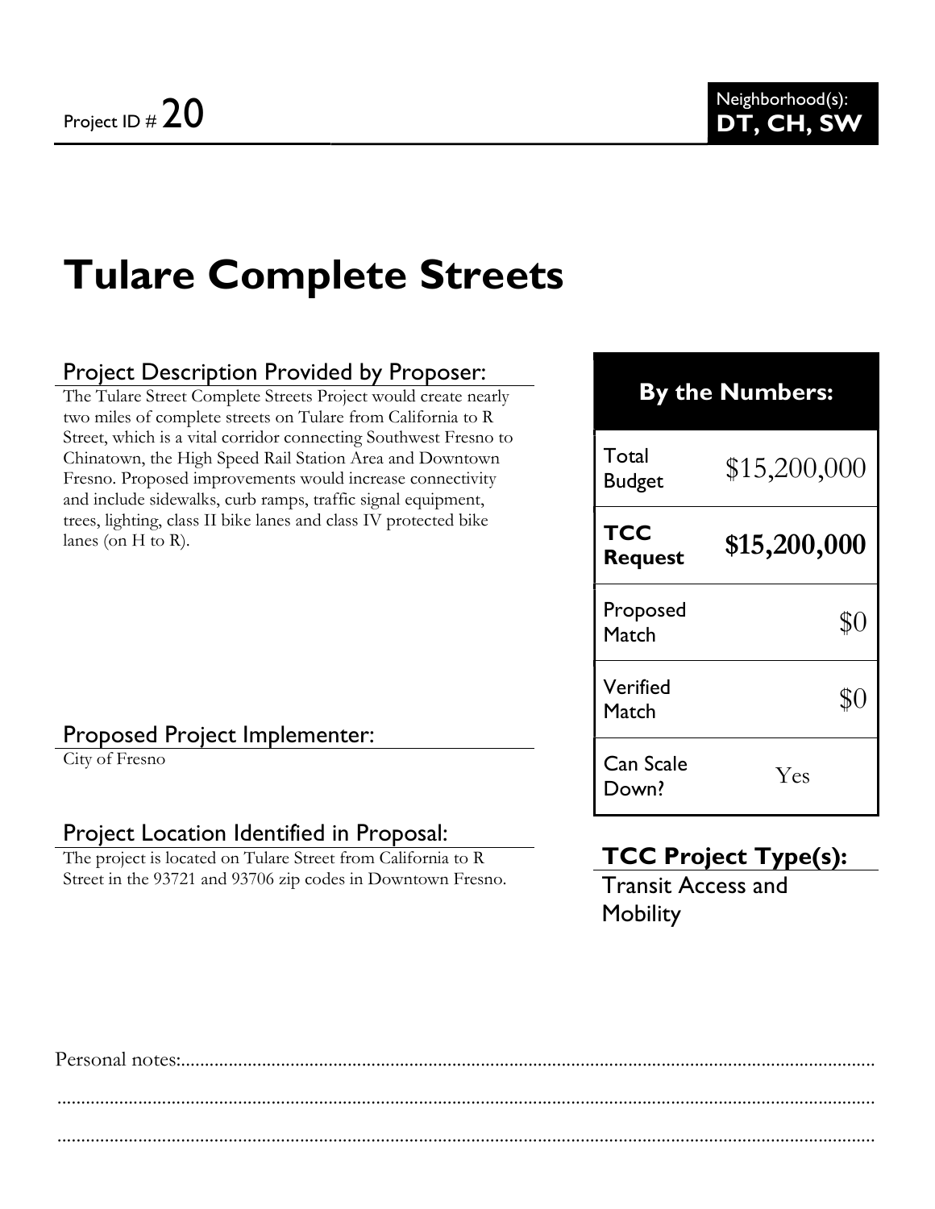Project ID # 20

Neighborhood(s): **DT, CH, SW**

# Tulare Complete Streets

## Project Description Provided by Proposer:

The Tulare Street Complete Streets Project would create nearly two miles of complete streets on Tulare from California to R Street, which is a vital corridor connecting Southwest Fresno to Chinatown, the High Speed Rail Station Area and Downtown Fresno. Proposed improvements would increase connectivity and include sidewalks, curb ramps, traffic signal equipment, trees, lighting, class II bike lanes and class IV protected bike lanes (on H to R).

## Proposed Project Implementer:

City of Fresno

## Project Location Identified in Proposal:

The project is located on Tulare Street from California to R Street in the 93721 and 93706 zip codes in Downtown Fresno.

| By the Numbers: | |
|---|---|
| Total Budget | $15,200,000 |
| **TCC Request** | **$15,200,000** |
| Proposed Match | $0 |
| Verified Match | $0 |
| Can Scale Down? | Yes |

## TCC Project Type(s):

Transit Access and Mobility

Personal notes:...........................................................................................................................

.........................................................................................................................................

.........................................................................................................................................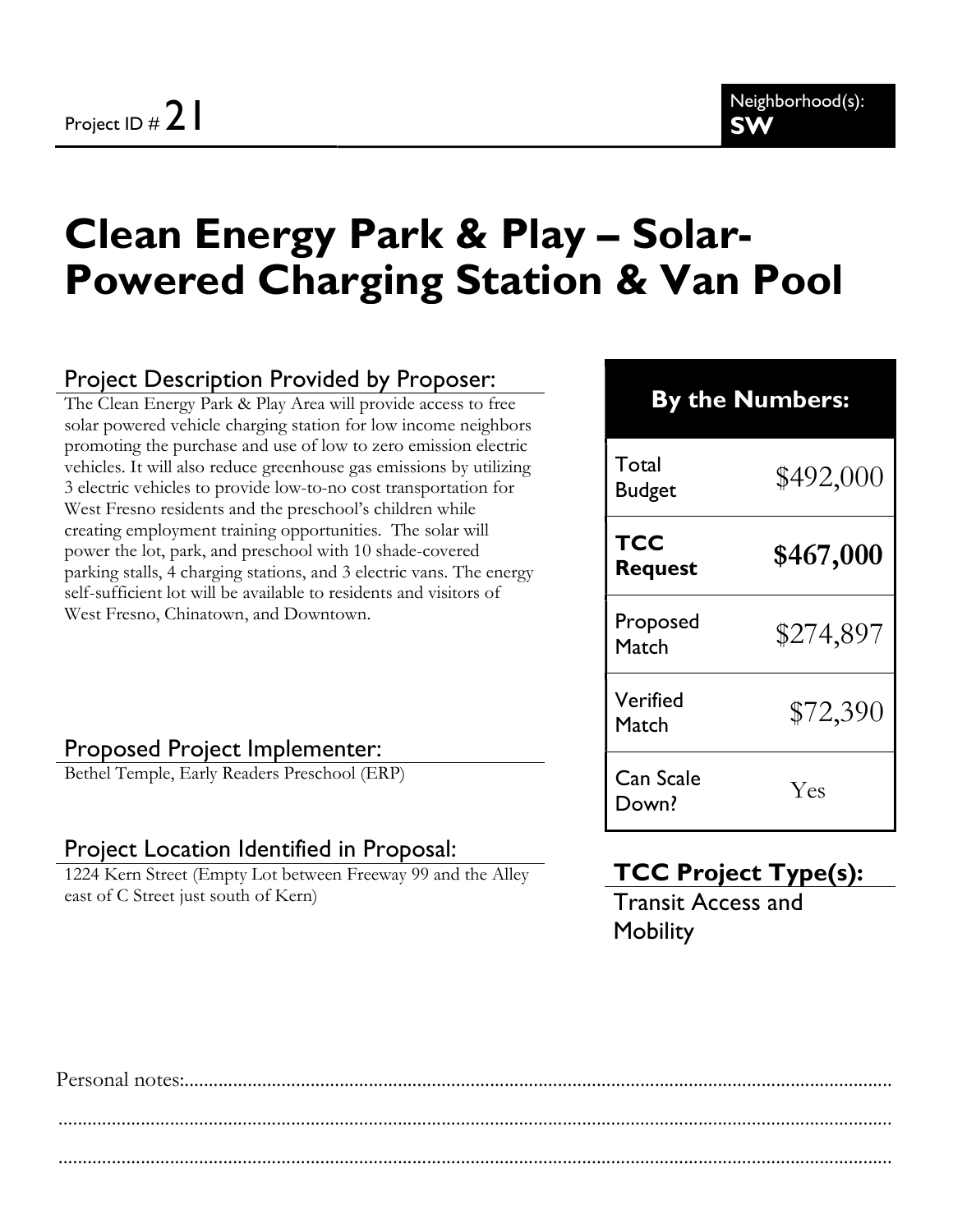Project ID # 21

Neighborhood(s): **SW**

# Clean Energy Park & Play – Solar-Powered Charging Station & Van Pool

## Project Description Provided by Proposer:

The Clean Energy Park & Play Area will provide access to free solar powered vehicle charging station for low income neighbors promoting the purchase and use of low to zero emission electric vehicles. It will also reduce greenhouse gas emissions by utilizing 3 electric vehicles to provide low-to-no cost transportation for West Fresno residents and the preschool's children while creating employment training opportunities. The solar will power the lot, park, and preschool with 10 shade-covered parking stalls, 4 charging stations, and 3 electric vans. The energy self-sufficient lot will be available to residents and visitors of West Fresno, Chinatown, and Downtown.

## Proposed Project Implementer:

Bethel Temple, Early Readers Preschool (ERP)

## Project Location Identified in Proposal:

1224 Kern Street (Empty Lot between Freeway 99 and the Alley east of C Street just south of Kern)

| By the Numbers: | |
|---|---|
| Total Budget | $492,000 |
| **TCC Request** | **$467,000** |
| Proposed Match | $274,897 |
| Verified Match | $72,390 |
| Can Scale Down? | Yes |

## TCC Project Type(s):

Transit Access and Mobility

Personal notes:............................................................................................................................................

....................................................................................................................................................................

....................................................................................................................................................................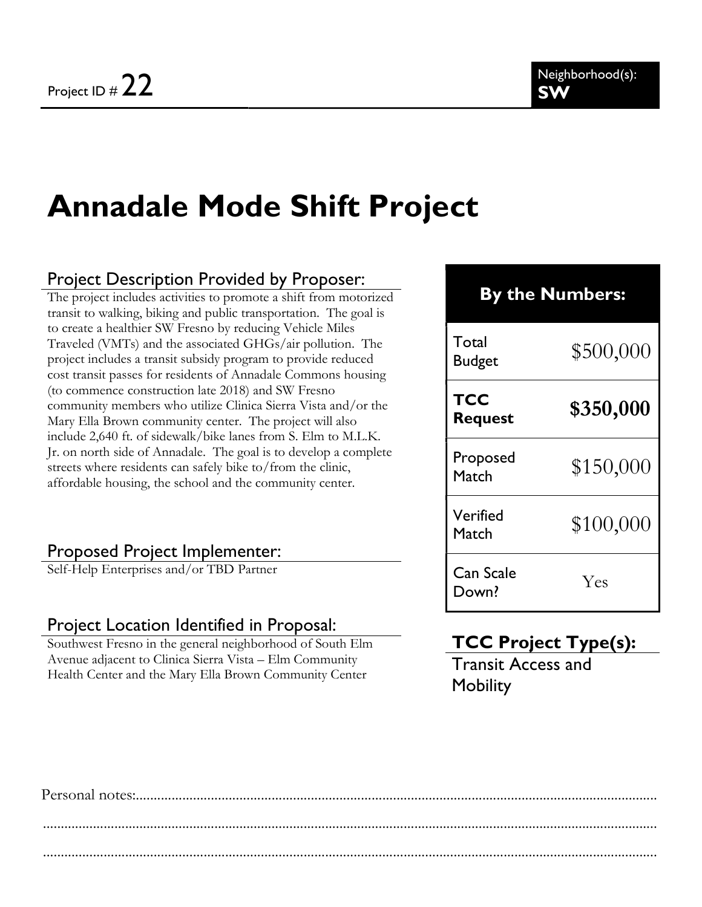Project ID # 22

Neighborhood(s): **SW**

# Annadale Mode Shift Project

## Project Description Provided by Proposer:

The project includes activities to promote a shift from motorized transit to walking, biking and public transportation. The goal is to create a healthier SW Fresno by reducing Vehicle Miles Traveled (VMTs) and the associated GHGs/air pollution. The project includes a transit subsidy program to provide reduced cost transit passes for residents of Annadale Commons housing (to commence construction late 2018) and SW Fresno community members who utilize Clinica Sierra Vista and/or the Mary Ella Brown community center. The project will also include 2,640 ft. of sidewalk/bike lanes from S. Elm to M.L.K. Jr. on north side of Annadale. The goal is to develop a complete streets where residents can safely bike to/from the clinic, affordable housing, the school and the community center.

## Proposed Project Implementer:

Self-Help Enterprises and/or TBD Partner

## Project Location Identified in Proposal:

Southwest Fresno in the general neighborhood of South Elm Avenue adjacent to Clinica Sierra Vista – Elm Community Health Center and the Mary Ella Brown Community Center

| By the Numbers: | |
|---|---|
| Total Budget | $500,000 |
| **TCC Request** | **$350,000** |
| Proposed Match | $150,000 |
| Verified Match | $100,000 |
| Can Scale Down? | Yes |

## TCC Project Type(s):

Transit Access and Mobility

Personal notes:...........................................................................................................................

.......................................................................................................................................................

.......................................................................................................................................................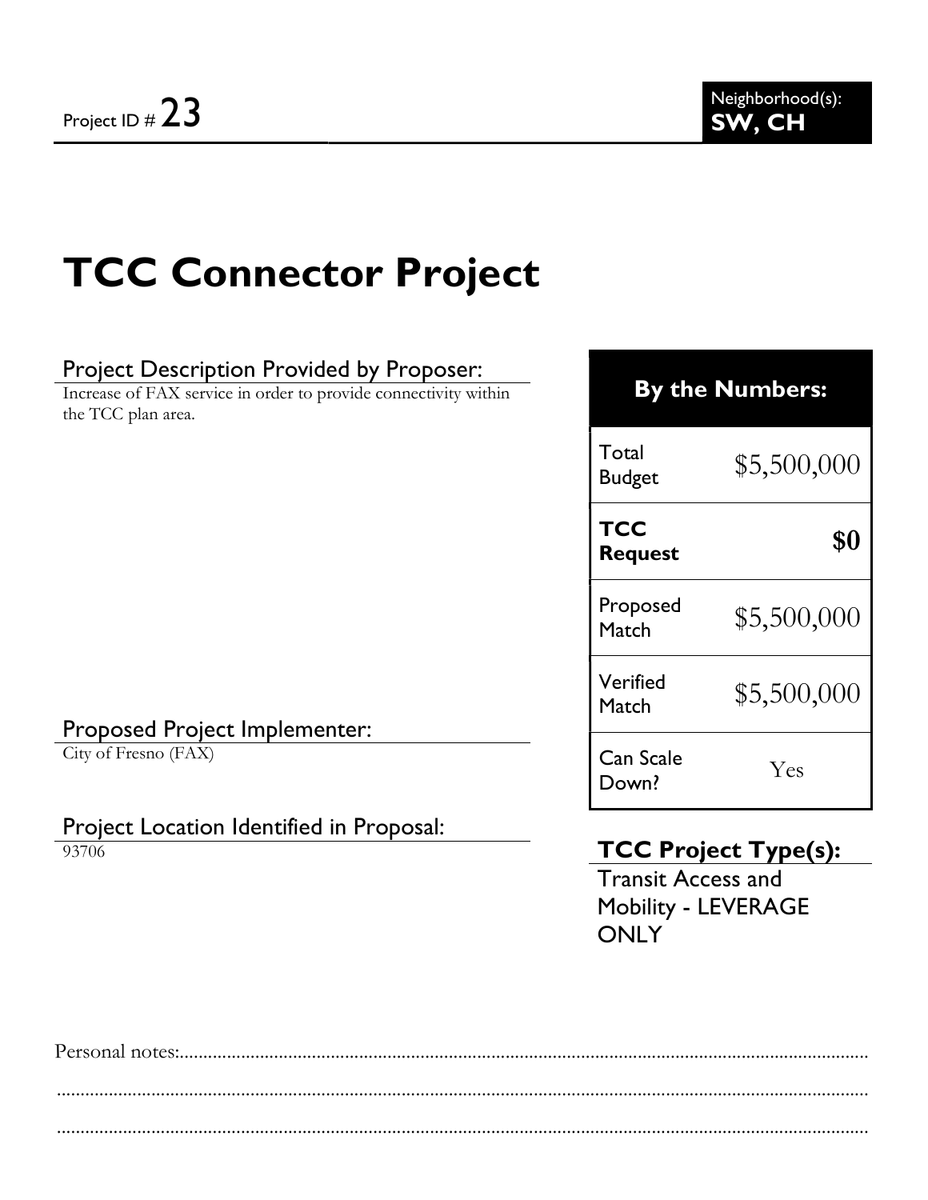Project ID # 23

Neighborhood(s):
**SW, CH**

# TCC Connector Project

## Project Description Provided by Proposer:

Increase of FAX service in order to provide connectivity within the TCC plan area.

## Proposed Project Implementer:

City of Fresno (FAX)

## Project Location Identified in Proposal:

93706

| By the Numbers: | |
|---|---|
| Total Budget | $5,500,000 |
| **TCC Request** | **$0** |
| Proposed Match | $5,500,000 |
| Verified Match | $5,500,000 |
| Can Scale Down? | Yes |

### TCC Project Type(s):

Transit Access and Mobility - LEVERAGE ONLY

Personal notes:........................................................................................................................................

.........................................................................................................................................................

.........................................................................................................................................................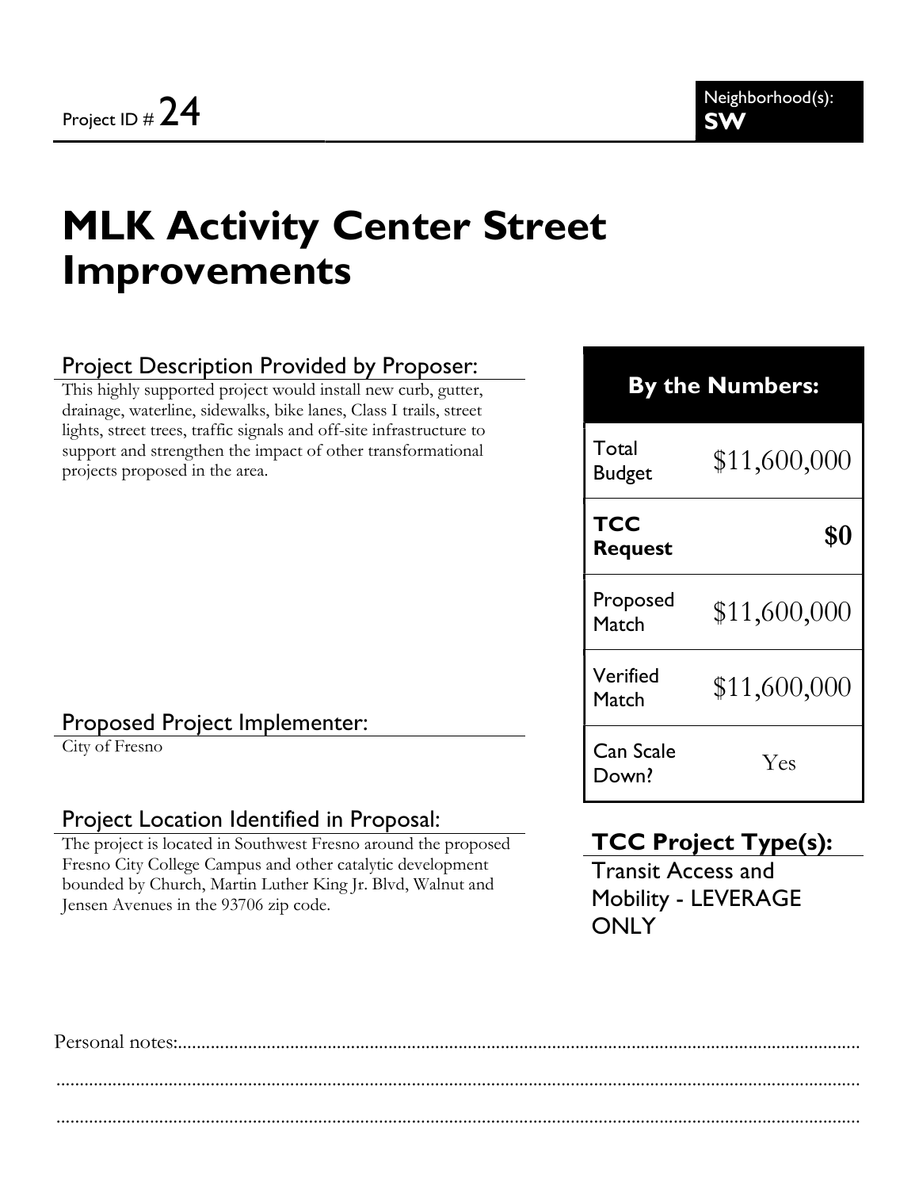Project ID # 24

Neighborhood(s): **SW**

# MLK Activity Center Street Improvements

## Project Description Provided by Proposer:

This highly supported project would install new curb, gutter, drainage, waterline, sidewalks, bike lanes, Class I trails, street lights, street trees, traffic signals and off-site infrastructure to support and strengthen the impact of other transformational projects proposed in the area.

## Proposed Project Implementer:

City of Fresno

## Project Location Identified in Proposal:

The project is located in Southwest Fresno around the proposed Fresno City College Campus and other catalytic development bounded by Church, Martin Luther King Jr. Blvd, Walnut and Jensen Avenues in the 93706 zip code.

| By the Numbers: | |
|---|---|
| Total Budget | $11,600,000 |
| **TCC Request** | **$0** |
| Proposed Match | $11,600,000 |
| Verified Match | $11,600,000 |
| Can Scale Down? | Yes |

## TCC Project Type(s):

Transit Access and Mobility - LEVERAGE ONLY

Personal notes: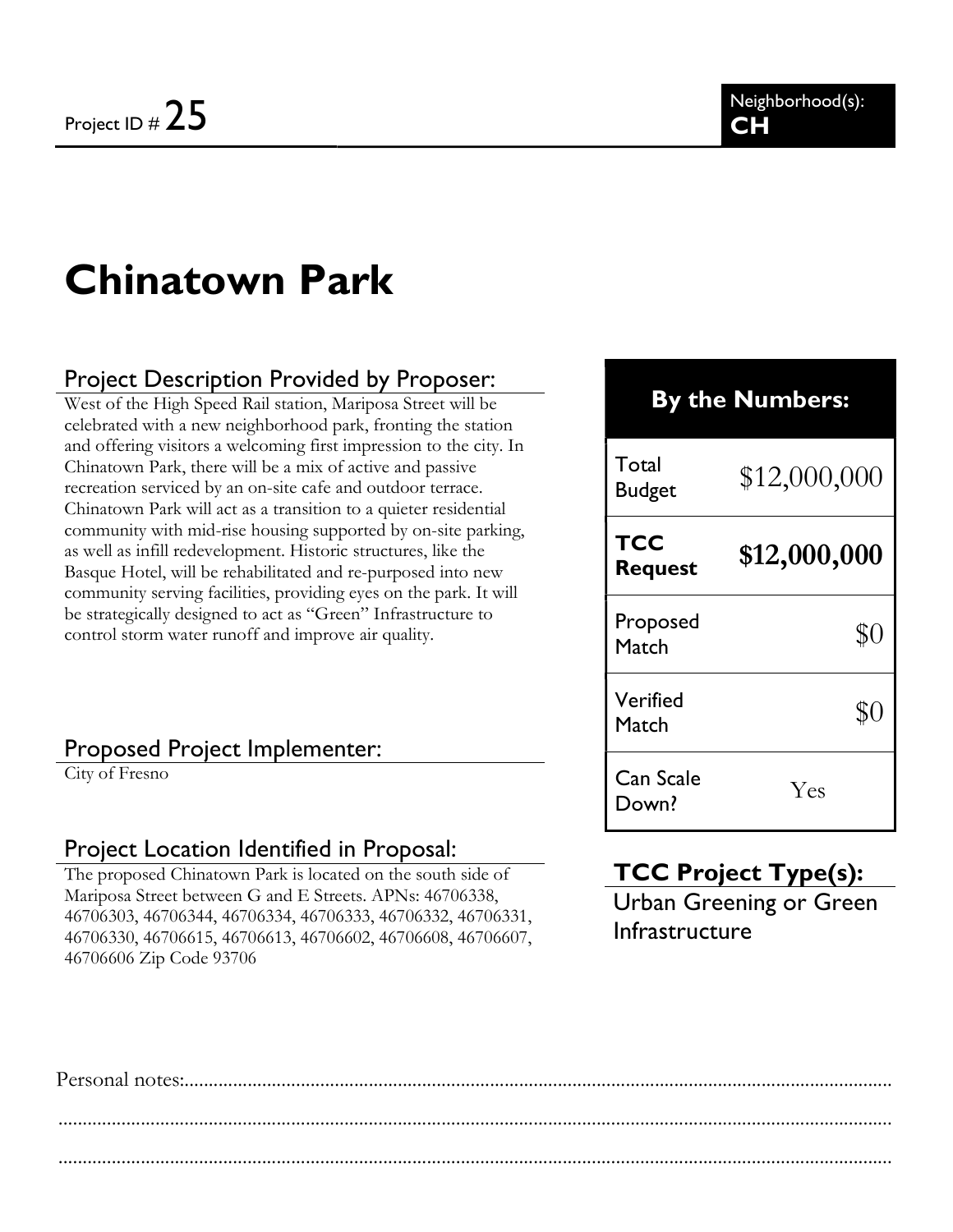Project ID # 25

Neighborhood(s): **CH**

# Chinatown Park

## Project Description Provided by Proposer:

West of the High Speed Rail station, Mariposa Street will be celebrated with a new neighborhood park, fronting the station and offering visitors a welcoming first impression to the city. In Chinatown Park, there will be a mix of active and passive recreation serviced by an on-site cafe and outdoor terrace. Chinatown Park will act as a transition to a quieter residential community with mid-rise housing supported by on-site parking, as well as infill redevelopment. Historic structures, like the Basque Hotel, will be rehabilitated and re-purposed into new community serving facilities, providing eyes on the park. It will be strategically designed to act as "Green" Infrastructure to control storm water runoff and improve air quality.

## Proposed Project Implementer:

City of Fresno

## Project Location Identified in Proposal:

The proposed Chinatown Park is located on the south side of Mariposa Street between G and E Streets. APNs: 46706338, 46706303, 46706344, 46706334, 46706333, 46706332, 46706331, 46706330, 46706615, 46706613, 46706602, 46706608, 46706607, 46706606 Zip Code 93706

## By the Numbers:

| | |
|---|---|
| Total Budget | $12,000,000 |
| **TCC Request** | **$12,000,000** |
| Proposed Match | $0 |
| Verified Match | $0 |
| Can Scale Down? | Yes |

## TCC Project Type(s):

Urban Greening or Green Infrastructure

Personal notes:...............................................................................................................................

...............................................................................................................................................

...............................................................................................................................................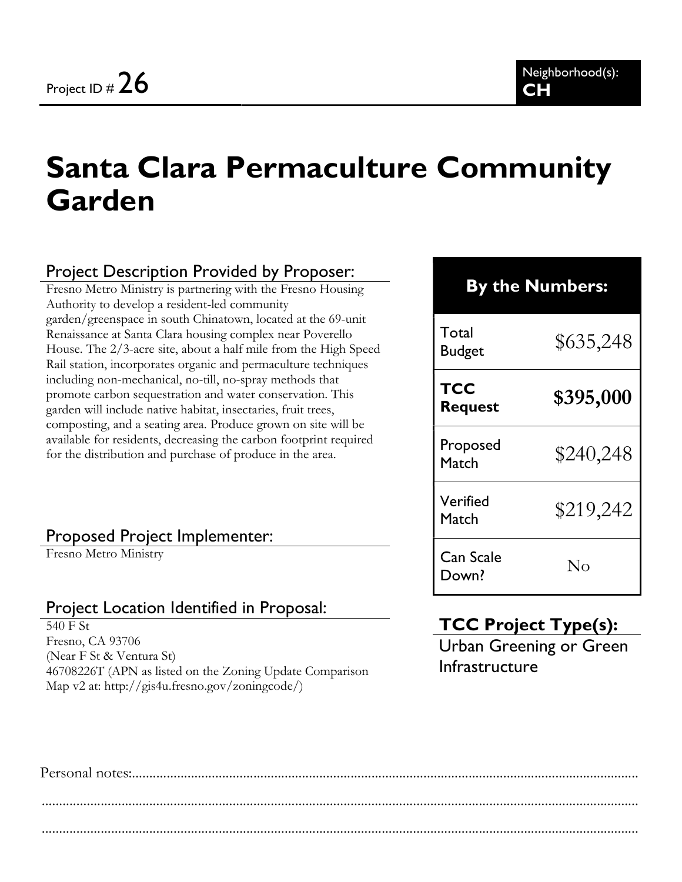Project ID # 26

Neighborhood(s): **CH**

# Santa Clara Permaculture Community Garden

## Project Description Provided by Proposer:

Fresno Metro Ministry is partnering with the Fresno Housing Authority to develop a resident-led community garden/greenspace in south Chinatown, located at the 69-unit Renaissance at Santa Clara housing complex near Poverello House. The 2/3-acre site, about a half mile from the High Speed Rail station, incorporates organic and permaculture techniques including non-mechanical, no-till, no-spray methods that promote carbon sequestration and water conservation. This garden will include native habitat, insectaries, fruit trees, composting, and a seating area. Produce grown on site will be available for residents, decreasing the carbon footprint required for the distribution and purchase of produce in the area.

## Proposed Project Implementer:

Fresno Metro Ministry

## Project Location Identified in Proposal:

540 F St
Fresno, CA 93706
(Near F St & Ventura St)
46708226T (APN as listed on the Zoning Update Comparison Map v2 at: http://gis4u.fresno.gov/zoningcode/)

| By the Numbers: | |
|---|---|
| Total Budget | $635,248 |
| **TCC Request** | **$395,000** |
| Proposed Match | $240,248 |
| Verified Match | $219,242 |
| Can Scale Down? | No |

## TCC Project Type(s):

Urban Greening or Green Infrastructure

Personal notes:............................................................................................................................................
..........................................................................................................................................................
..........................................................................................................................................................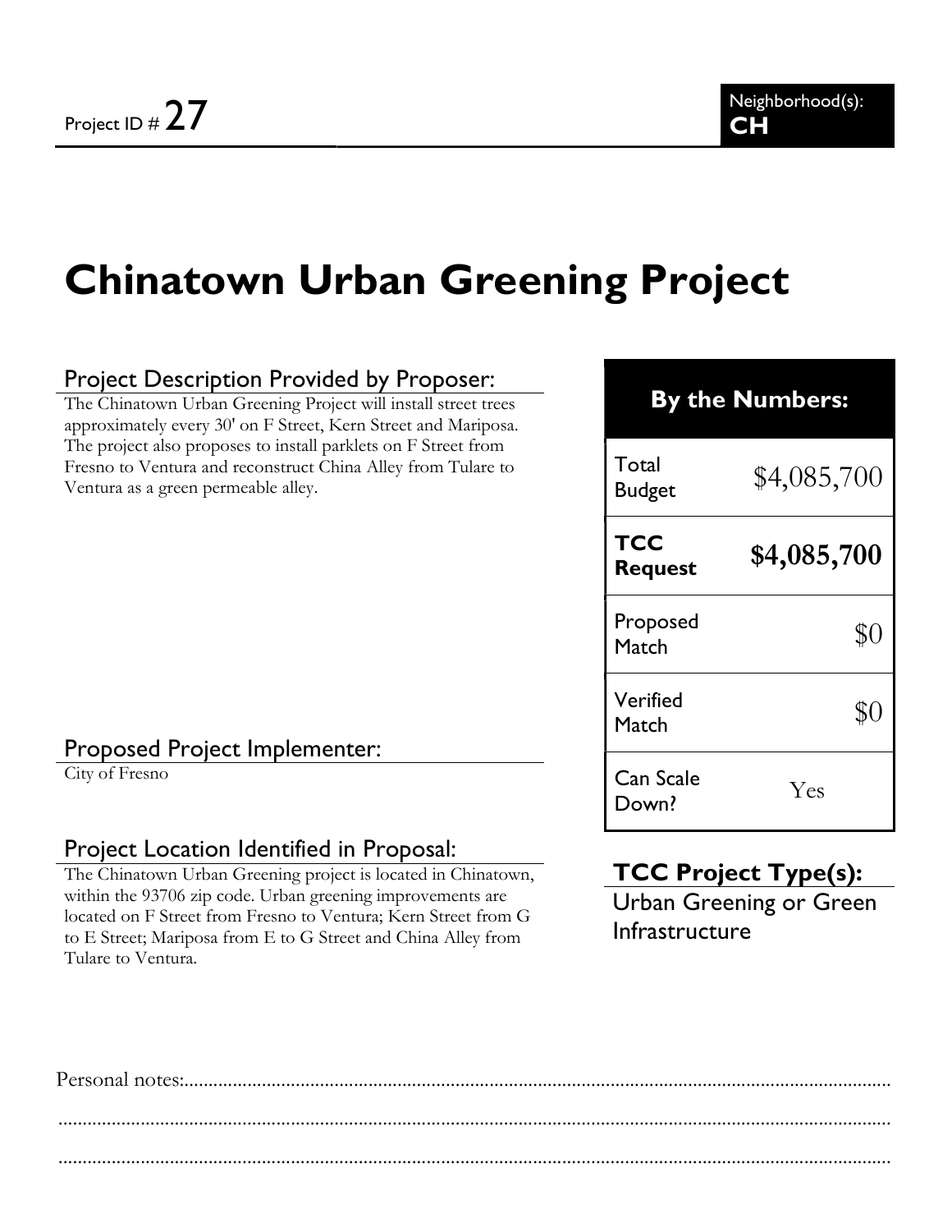Project ID # 27

Neighborhood(s): **CH**

# Chinatown Urban Greening Project

## Project Description Provided by Proposer:

The Chinatown Urban Greening Project will install street trees approximately every 30' on F Street, Kern Street and Mariposa. The project also proposes to install parklets on F Street from Fresno to Ventura and reconstruct China Alley from Tulare to Ventura as a green permeable alley.

## Proposed Project Implementer:

City of Fresno

## Project Location Identified in Proposal:

The Chinatown Urban Greening project is located in Chinatown, within the 93706 zip code. Urban greening improvements are located on F Street from Fresno to Ventura; Kern Street from G to E Street; Mariposa from E to G Street and China Alley from Tulare to Ventura.

| **By the Numbers:** | |
|---|---|
| Total Budget | $4,085,700 |
| **TCC Request** | **$4,085,700** |
| Proposed Match | $0 |
| Verified Match | $0 |
| Can Scale Down? | Yes |

## TCC Project Type(s):

Urban Greening or Green Infrastructure

Personal notes:..........................................................................................................

..........................................................................................................................

..........................................................................................................................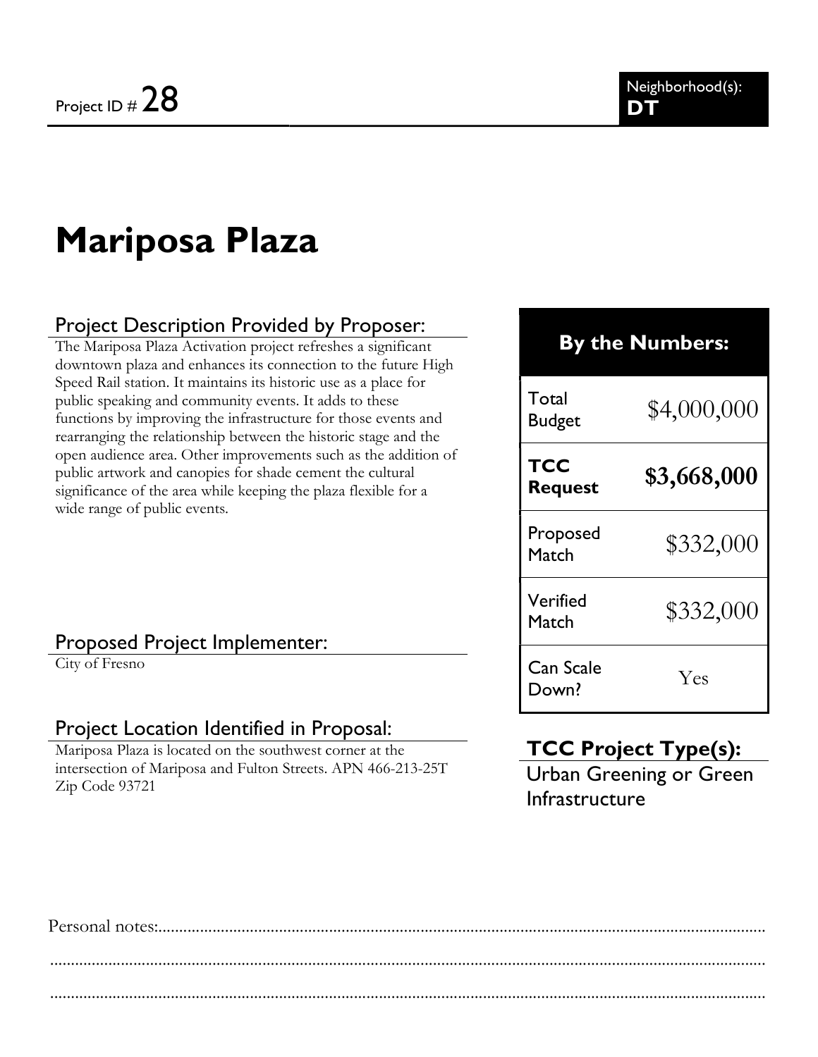Project ID # 28

Neighborhood(s):
**DT**

# Mariposa Plaza

## Project Description Provided by Proposer:

The Mariposa Plaza Activation project refreshes a significant downtown plaza and enhances its connection to the future High Speed Rail station. It maintains its historic use as a place for public speaking and community events. It adds to these functions by improving the infrastructure for those events and rearranging the relationship between the historic stage and the open audience area. Other improvements such as the addition of public artwork and canopies for shade cement the cultural significance of the area while keeping the plaza flexible for a wide range of public events.

## Proposed Project Implementer:

City of Fresno

## Project Location Identified in Proposal:

Mariposa Plaza is located on the southwest corner at the intersection of Mariposa and Fulton Streets. APN 466-213-25T Zip Code 93721

| By the Numbers: | |
|---|---|
| Total Budget | $4,000,000 |
| **TCC Request** | **$3,668,000** |
| Proposed Match | $332,000 |
| Verified Match | $332,000 |
| Can Scale Down? | Yes |

## TCC Project Type(s):

Urban Greening or Green Infrastructure

Personal notes:..............................................................................................................................

..............................................................................................................................................

..............................................................................................................................................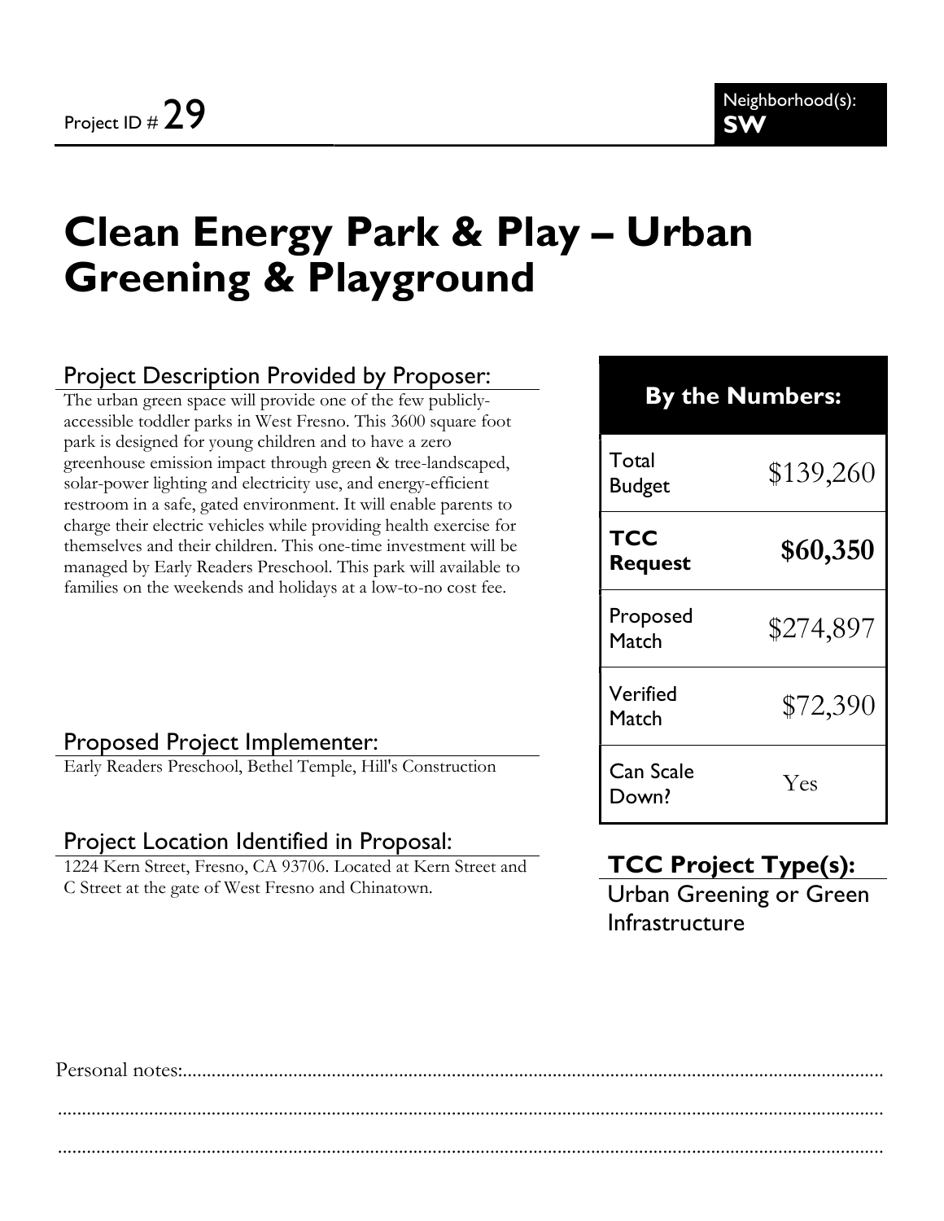Project ID # 29

Neighborhood(s): **SW**

# Clean Energy Park & Play – Urban Greening & Playground

## Project Description Provided by Proposer:

The urban green space will provide one of the few publicly-accessible toddler parks in West Fresno. This 3600 square foot park is designed for young children and to have a zero greenhouse emission impact through green & tree-landscaped, solar-power lighting and electricity use, and energy-efficient restroom in a safe, gated environment. It will enable parents to charge their electric vehicles while providing health exercise for themselves and their children. This one-time investment will be managed by Early Readers Preschool. This park will available to families on the weekends and holidays at a low-to-no cost fee.

| By the Numbers: | |
| --- | --- |
| Total Budget | $139,260 |
| **TCC Request** | **$60,350** |
| Proposed Match | $274,897 |
| Verified Match | $72,390 |
| Can Scale Down? | Yes |

## Proposed Project Implementer:

Early Readers Preschool, Bethel Temple, Hill's Construction

## Project Location Identified in Proposal:

1224 Kern Street, Fresno, CA 93706. Located at Kern Street and C Street at the gate of West Fresno and Chinatown.

## TCC Project Type(s):

Urban Greening or Green Infrastructure

Personal notes:..................................................................................................

.................................................................................................................

.................................................................................................................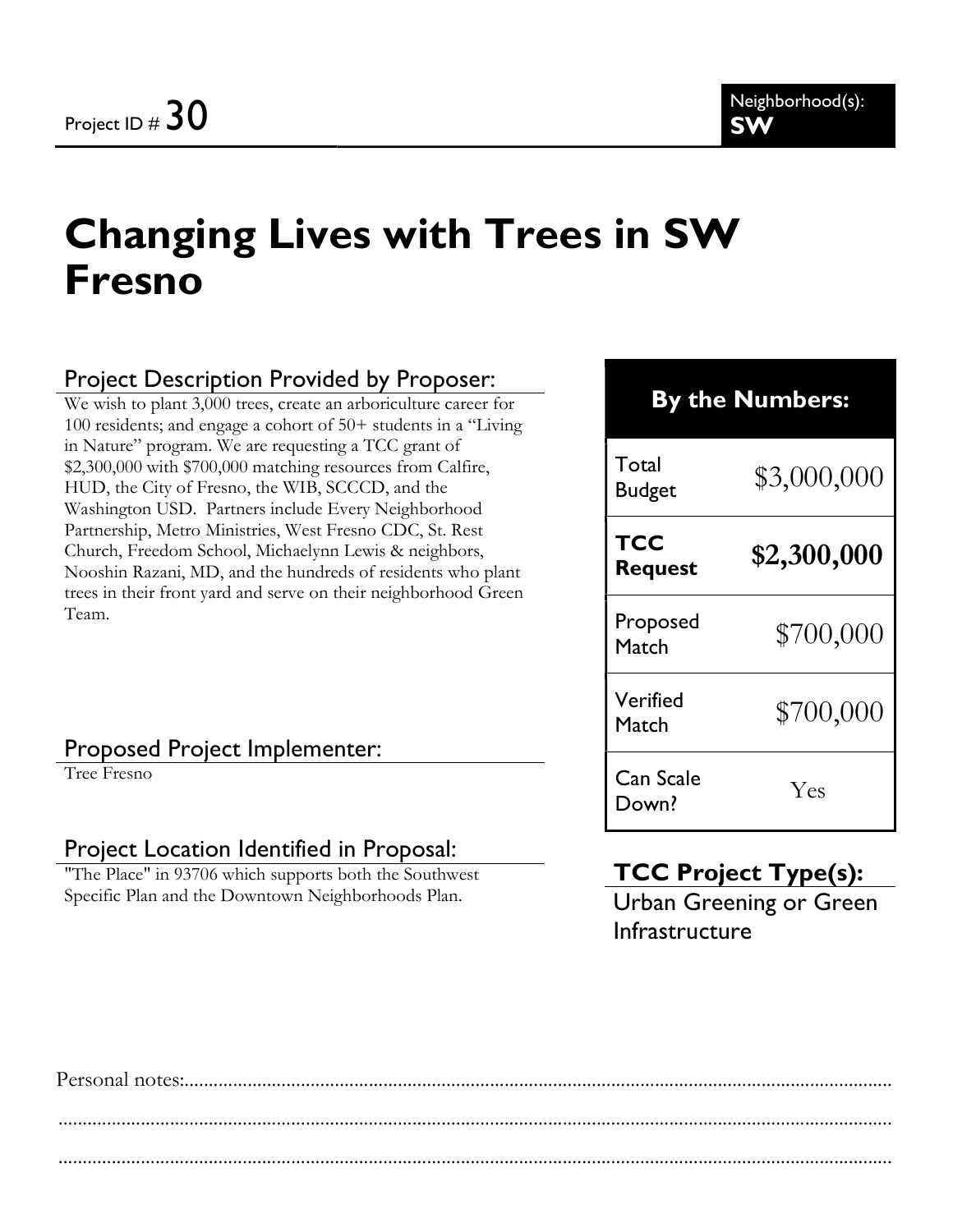Project ID # 30

Neighborhood(s): **SW**

# Changing Lives with Trees in SW Fresno

## Project Description Provided by Proposer:

We wish to plant 3,000 trees, create an arboriculture career for 100 residents; and engage a cohort of 50+ students in a "Living in Nature" program. We are requesting a TCC grant of $2,300,000 with $700,000 matching resources from Calfire, HUD, the City of Fresno, the WIB, SCCCD, and the Washington USD. Partners include Every Neighborhood Partnership, Metro Ministries, West Fresno CDC, St. Rest Church, Freedom School, Michaelynn Lewis & neighbors, Nooshin Razani, MD, and the hundreds of residents who plant trees in their front yard and serve on their neighborhood Green Team.

## Proposed Project Implementer:

Tree Fresno

## Project Location Identified in Proposal:

"The Place" in 93706 which supports both the Southwest Specific Plan and the Downtown Neighborhoods Plan.

| By the Numbers: | |
|---|---|
| Total Budget | $3,000,000 |
| **TCC Request** | **$2,300,000** |
| Proposed Match | $700,000 |
| Verified Match | $700,000 |
| Can Scale Down? | Yes |

## TCC Project Type(s):

Urban Greening or Green Infrastructure

Personal notes:.......................................................................................................................................

.......................................................................................................................................................

.......................................................................................................................................................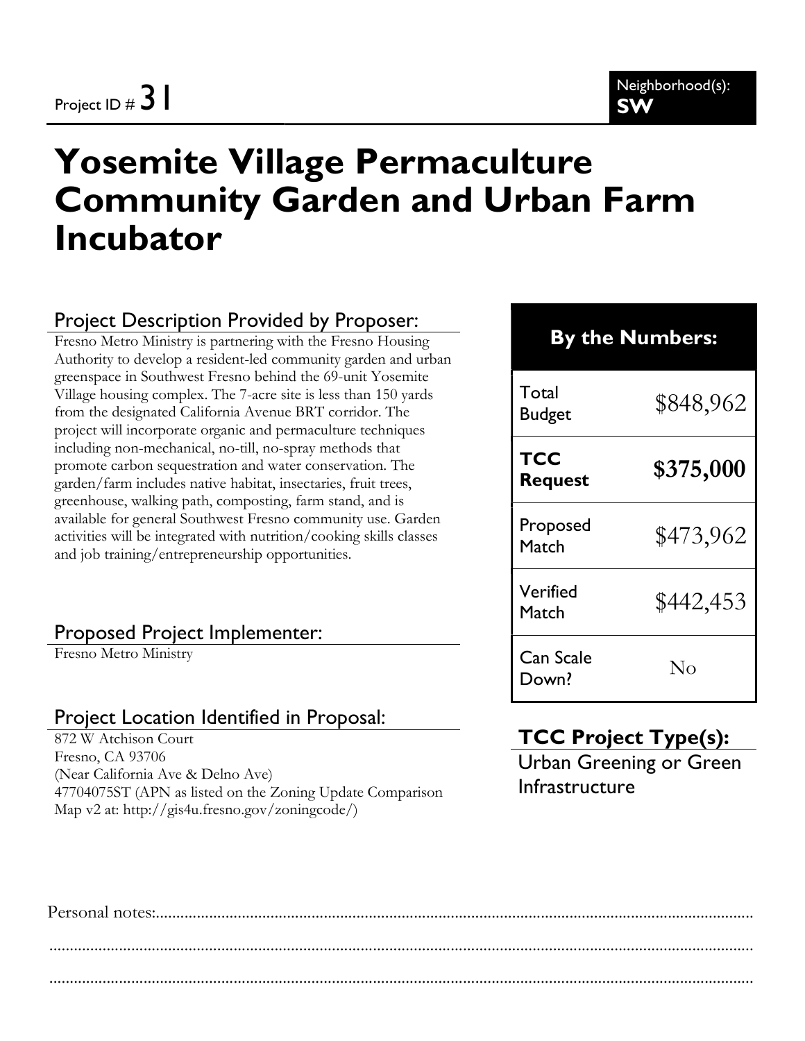Project ID # 31

Neighborhood(s): **SW**

# Yosemite Village Permaculture Community Garden and Urban Farm Incubator

## Project Description Provided by Proposer:

Fresno Metro Ministry is partnering with the Fresno Housing Authority to develop a resident-led community garden and urban greenspace in Southwest Fresno behind the 69-unit Yosemite Village housing complex. The 7-acre site is less than 150 yards from the designated California Avenue BRT corridor. The project will incorporate organic and permaculture techniques including non-mechanical, no-till, no-spray methods that promote carbon sequestration and water conservation. The garden/farm includes native habitat, insectaries, fruit trees, greenhouse, walking path, composting, farm stand, and is available for general Southwest Fresno community use. Garden activities will be integrated with nutrition/cooking skills classes and job training/entrepreneurship opportunities.

## Proposed Project Implementer:

Fresno Metro Ministry

## Project Location Identified in Proposal:

872 W Atchison Court
Fresno, CA 93706
(Near California Ave & Delno Ave)
47704075ST (APN as listed on the Zoning Update Comparison Map v2 at: http://gis4u.fresno.gov/zoningcode/)

| By the Numbers: | |
|---|---|
| Total Budget | $848,962 |
| **TCC Request** | **$375,000** |
| Proposed Match | $473,962 |
| Verified Match | $442,453 |
| Can Scale Down? | No |

## TCC Project Type(s):

Urban Greening or Green Infrastructure

Personal notes:............................................................................................................................................

.............................................................................................................................................................

.............................................................................................................................................................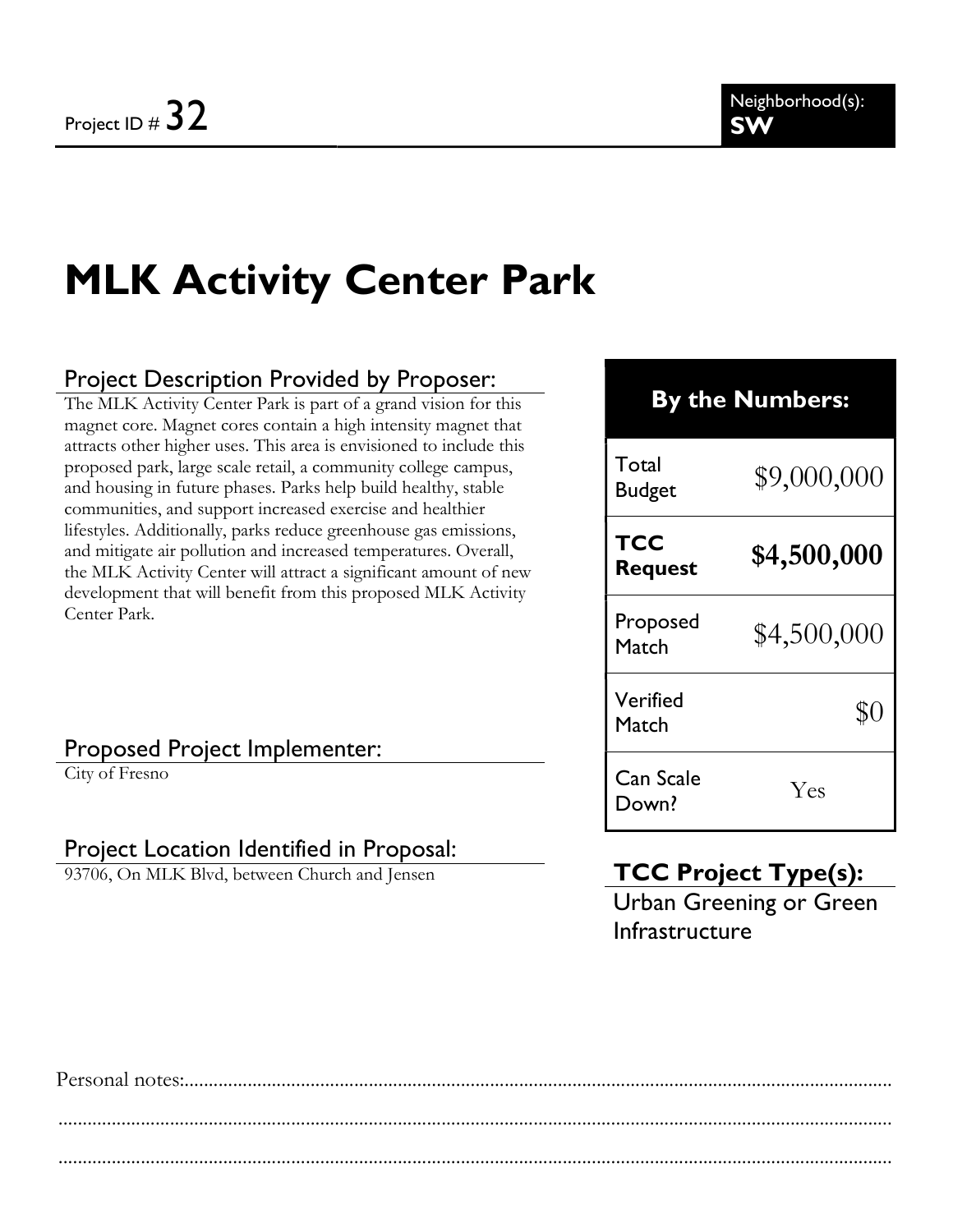Project ID # 32

Neighborhood(s): **SW**

# MLK Activity Center Park

## Project Description Provided by Proposer:

The MLK Activity Center Park is part of a grand vision for this magnet core. Magnet cores contain a high intensity magnet that attracts other higher uses. This area is envisioned to include this proposed park, large scale retail, a community college campus, and housing in future phases. Parks help build healthy, stable communities, and support increased exercise and healthier lifestyles. Additionally, parks reduce greenhouse gas emissions, and mitigate air pollution and increased temperatures. Overall, the MLK Activity Center will attract a significant amount of new development that will benefit from this proposed MLK Activity Center Park.

## Proposed Project Implementer:

City of Fresno

## Project Location Identified in Proposal:

93706, On MLK Blvd, between Church and Jensen

| By the Numbers: | |
|---|---|
| Total Budget | $9,000,000 |
| **TCC Request** | **$4,500,000** |
| Proposed Match | $4,500,000 |
| Verified Match | $0 |
| Can Scale Down? | Yes |

## TCC Project Type(s):

Urban Greening or Green Infrastructure

Personal notes:..........................................................................................................................................

..........................................................................................................................................................

..........................................................................................................................................................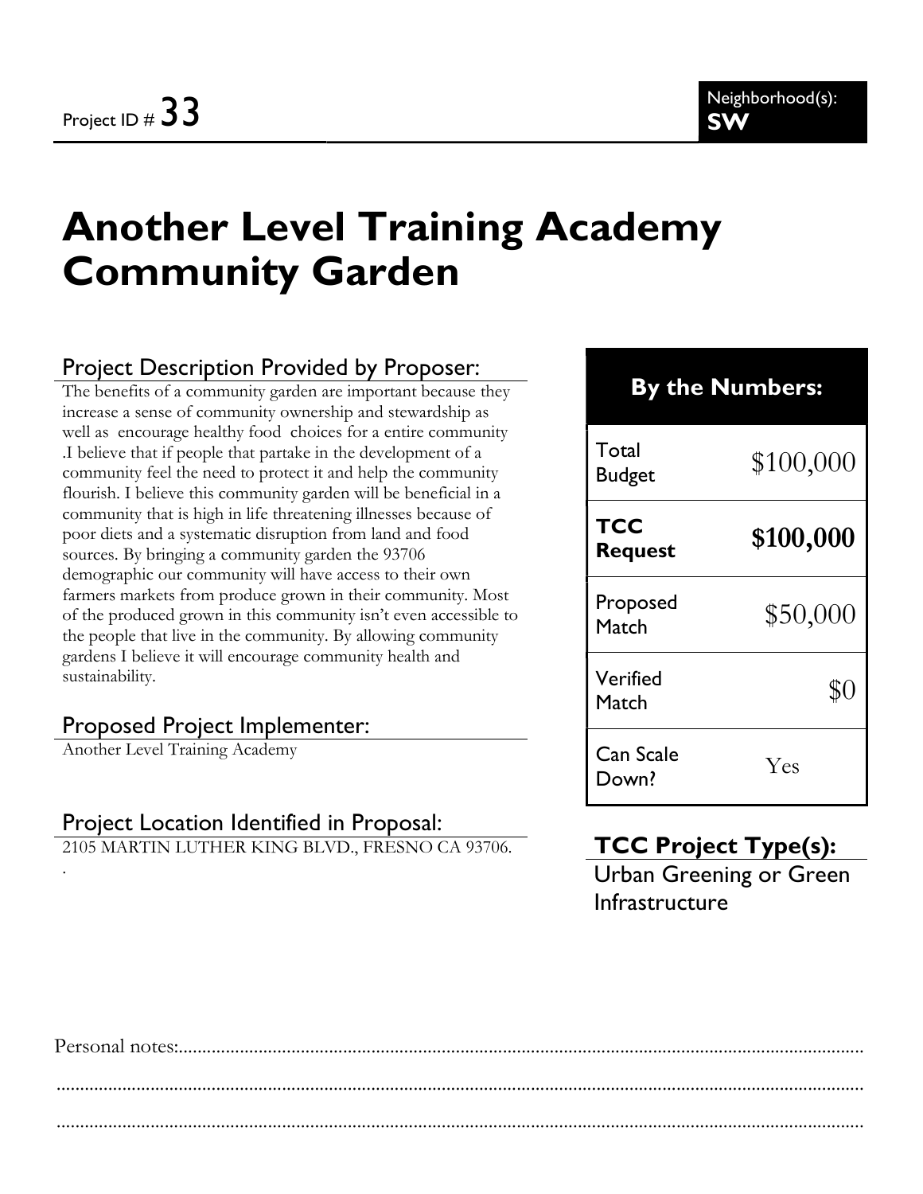Project ID # 33

Neighborhood(s): **SW**

# Another Level Training Academy Community Garden

## Project Description Provided by Proposer:

The benefits of a community garden are important because they increase a sense of community ownership and stewardship as well as encourage healthy food choices for a entire community .I believe that if people that partake in the development of a community feel the need to protect it and help the community flourish. I believe this community garden will be beneficial in a community that is high in life threatening illnesses because of poor diets and a systematic disruption from land and food sources. By bringing a community garden the 93706 demographic our community will have access to their own farmers markets from produce grown in their community. Most of the produced grown in this community isn't even accessible to the people that live in the community. By allowing community gardens I believe it will encourage community health and sustainability.

## Proposed Project Implementer:

Another Level Training Academy

## Project Location Identified in Proposal:

2105 MARTIN LUTHER KING BLVD., FRESNO CA 93706.

.

| By the Numbers: | |
|---|---|
| Total Budget | $100,000 |
| **TCC Request** | **$100,000** |
| Proposed Match | $50,000 |
| Verified Match | $0 |
| Can Scale Down? | Yes |

## TCC Project Type(s):

Urban Greening or Green Infrastructure

Personal notes:..............................................................................................................................................

..................................................................................................................................................................

..................................................................................................................................................................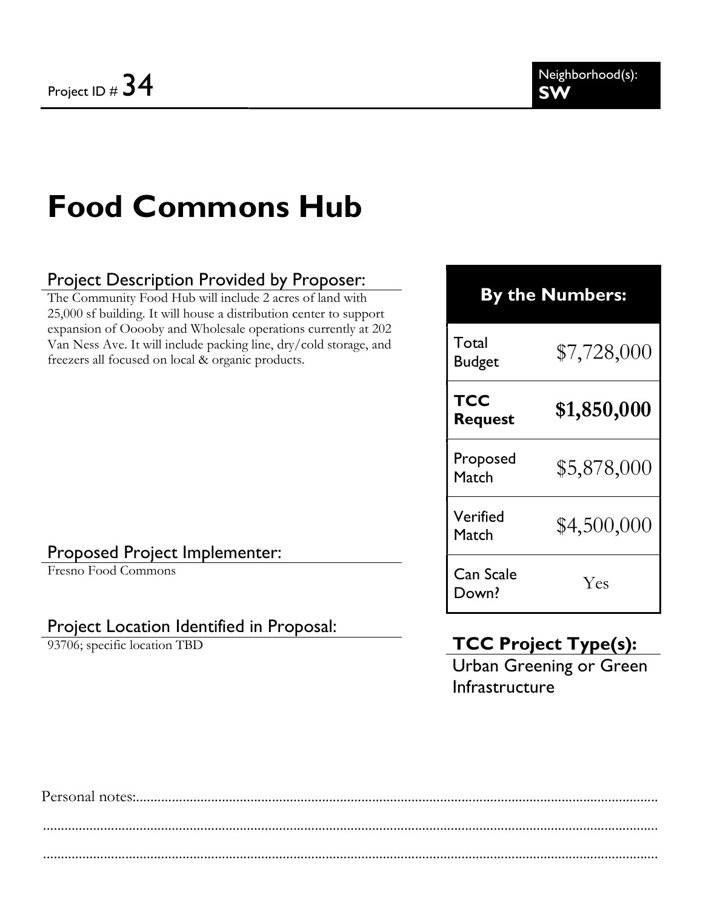Project ID # 34

Neighborhood(s): **SW**

# Food Commons Hub

## Project Description Provided by Proposer:

The Community Food Hub will include 2 acres of land with 25,000 sf building. It will house a distribution center to support expansion of Ooooby and Wholesale operations currently at 202 Van Ness Ave. It will include packing line, dry/cold storage, and freezers all focused on local & organic products.

## Proposed Project Implementer:

Fresno Food Commons

## Project Location Identified in Proposal:

93706; specific location TBD

| **By the Numbers:** | |
|---|---|
| Total Budget | $7,728,000 |
| **TCC Request** | **$1,850,000** |
| Proposed Match | $5,878,000 |
| Verified Match | $4,500,000 |
| Can Scale Down? | Yes |

## TCC Project Type(s):

Urban Greening or Green Infrastructure

Personal notes:.............................................................................................................................................

.......................................................................................................................................................................

.......................................................................................................................................................................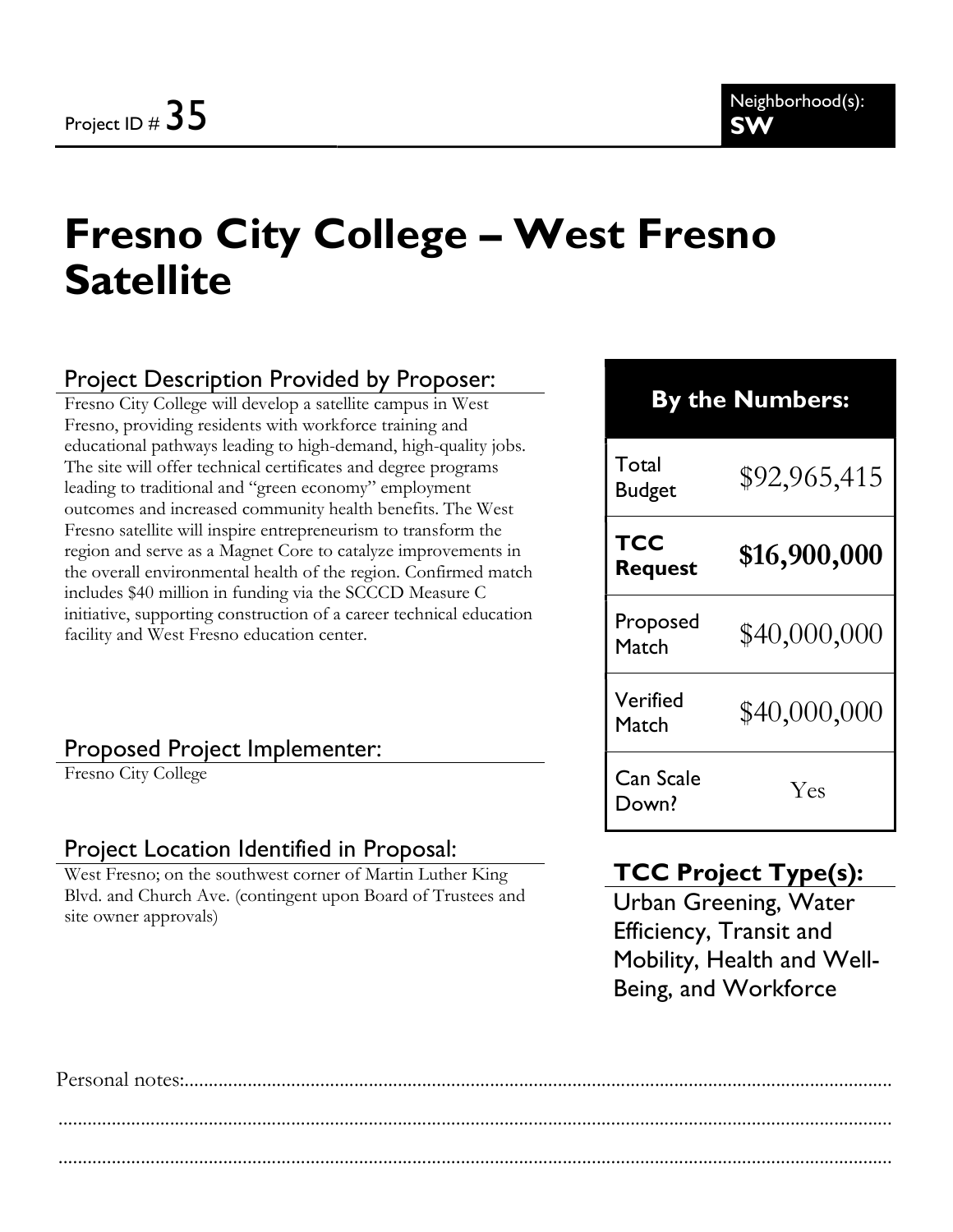Project ID # 35

Neighborhood(s): **SW**

# Fresno City College – West Fresno Satellite

## Project Description Provided by Proposer:

Fresno City College will develop a satellite campus in West Fresno, providing residents with workforce training and educational pathways leading to high-demand, high-quality jobs. The site will offer technical certificates and degree programs leading to traditional and "green economy" employment outcomes and increased community health benefits. The West Fresno satellite will inspire entrepreneurism to transform the region and serve as a Magnet Core to catalyze improvements in the overall environmental health of the region. Confirmed match includes $40 million in funding via the SCCCD Measure C initiative, supporting construction of a career technical education facility and West Fresno education center.

## Proposed Project Implementer:

Fresno City College

## Project Location Identified in Proposal:

West Fresno; on the southwest corner of Martin Luther King Blvd. and Church Ave. (contingent upon Board of Trustees and site owner approvals)

| By the Numbers: | |
|---|---|
| Total Budget | $92,965,415 |
| **TCC Request** | **$16,900,000** |
| Proposed Match | $40,000,000 |
| Verified Match | $40,000,000 |
| Can Scale Down? | Yes |

## TCC Project Type(s):

Urban Greening, Water Efficiency, Transit and Mobility, Health and Well-Being, and Workforce

Personal notes:......................................................................................................................................

.............................................................................................................................................................

.............................................................................................................................................................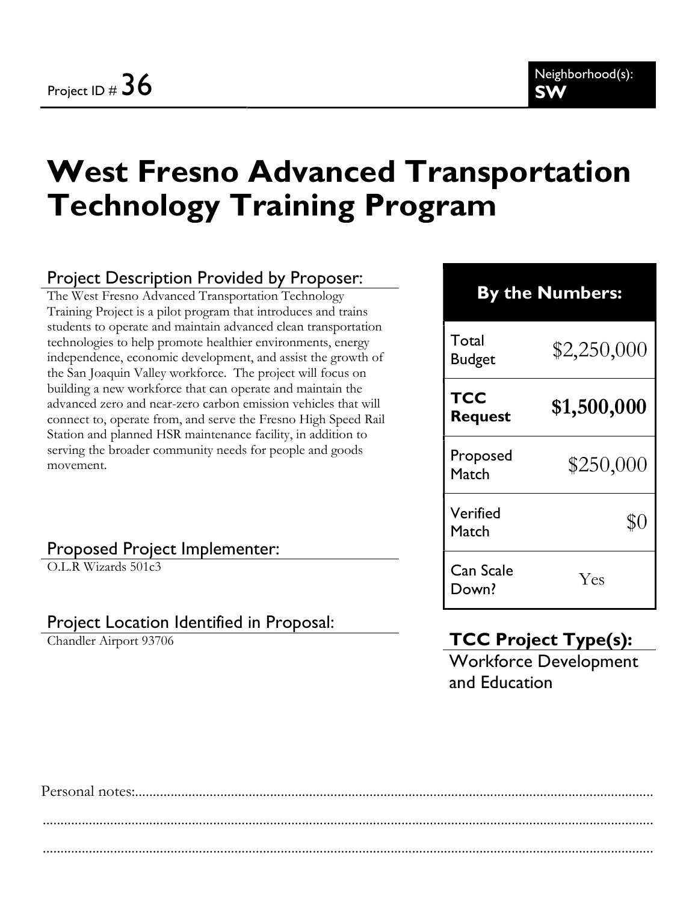Project ID # 36

Neighborhood(s): **SW**

# West Fresno Advanced Transportation Technology Training Program

## Project Description Provided by Proposer:

The West Fresno Advanced Transportation Technology Training Project is a pilot program that introduces and trains students to operate and maintain advanced clean transportation technologies to help promote healthier environments, energy independence, economic development, and assist the growth of the San Joaquin Valley workforce. The project will focus on building a new workforce that can operate and maintain the advanced zero and near-zero carbon emission vehicles that will connect to, operate from, and serve the Fresno High Speed Rail Station and planned HSR maintenance facility, in addition to serving the broader community needs for people and goods movement.

## Proposed Project Implementer:

O.L.R Wizards 501c3

## Project Location Identified in Proposal:

Chandler Airport 93706

| By the Numbers: | |
|---|---|
| Total Budget | $2,250,000 |
| **TCC Request** | **$1,500,000** |
| Proposed Match | $250,000 |
| Verified Match | $0 |
| Can Scale Down? | Yes |

## TCC Project Type(s):

Workforce Development and Education

Personal notes:...........................................................................................................................................

.................................................................................................................................................................

.................................................................................................................................................................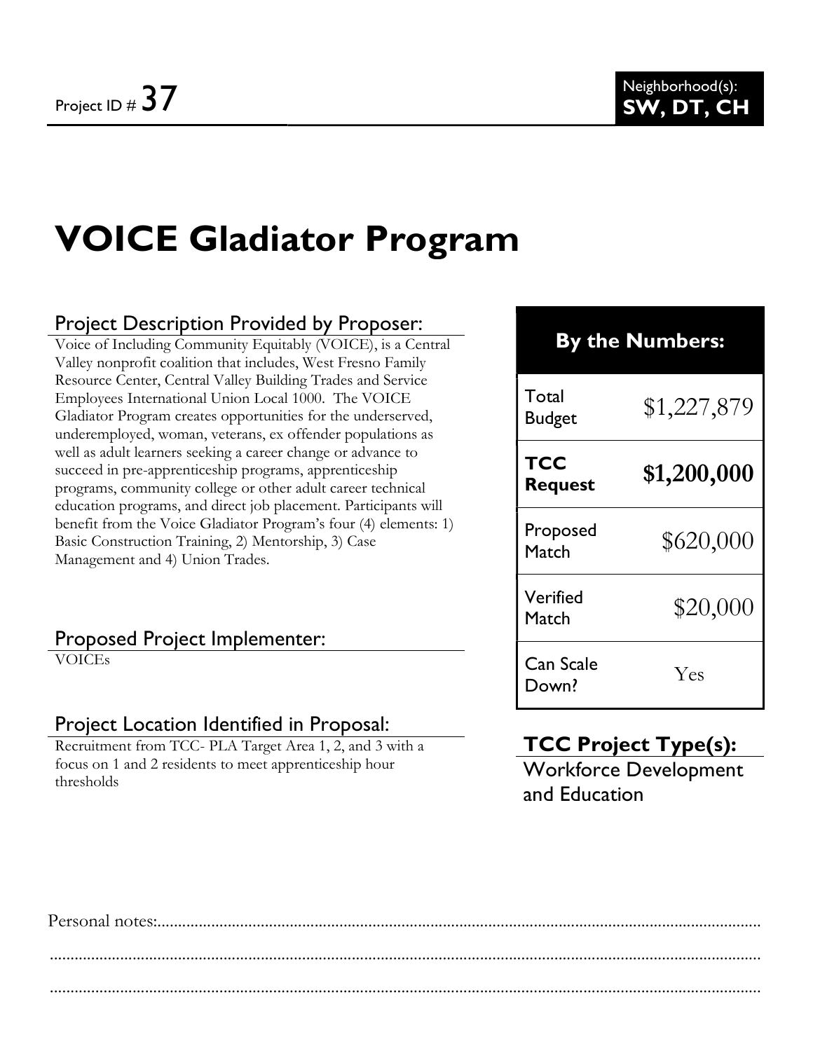Project ID # 37

Neighborhood(s):
**SW, DT, CH**

# VOICE Gladiator Program

## Project Description Provided by Proposer:

Voice of Including Community Equitably (VOICE), is a Central Valley nonprofit coalition that includes, West Fresno Family Resource Center, Central Valley Building Trades and Service Employees International Union Local 1000. The VOICE Gladiator Program creates opportunities for the underserved, underemployed, woman, veterans, ex offender populations as well as adult learners seeking a career change or advance to succeed in pre-apprenticeship programs, apprenticeship programs, community college or other adult career technical education programs, and direct job placement. Participants will benefit from the Voice Gladiator Program's four (4) elements: 1) Basic Construction Training, 2) Mentorship, 3) Case Management and 4) Union Trades.

## Proposed Project Implementer:

VOICEs

## Project Location Identified in Proposal:

Recruitment from TCC- PLA Target Area 1, 2, and 3 with a focus on 1 and 2 residents to meet apprenticeship hour thresholds

## By the Numbers:

| | |
|---|---|
| Total Budget | $1,227,879 |
| **TCC Request** | **$1,200,000** |
| Proposed Match | $620,000 |
| Verified Match | $20,000 |
| Can Scale Down? | Yes |

## TCC Project Type(s):

Workforce Development and Education

Personal notes:..........................................................................................................................................

.........................................................................................................................................................

.........................................................................................................................................................